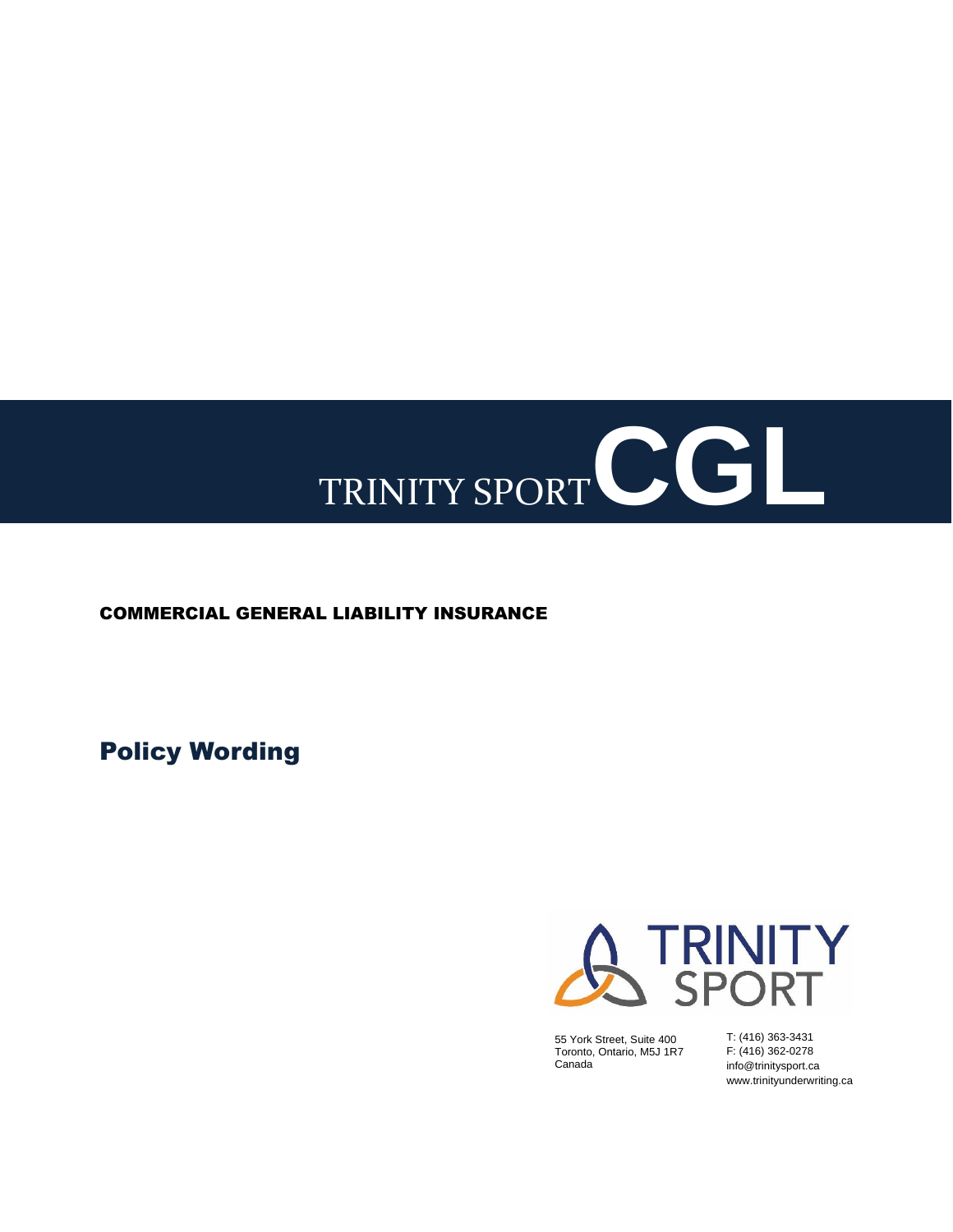# TRINITY SPORT CGL

## COMMERCIAL GENERAL LIABILITY INSURANCE

## Policy Wording

TRINITY SPORT

55 York Street, Suite 400
Toronto, Ontario, M5J 1R7
Canada

T: (416) 363-3431
F: (416) 362-0278
info@trinitysport.ca
www.trinityunderwriting.ca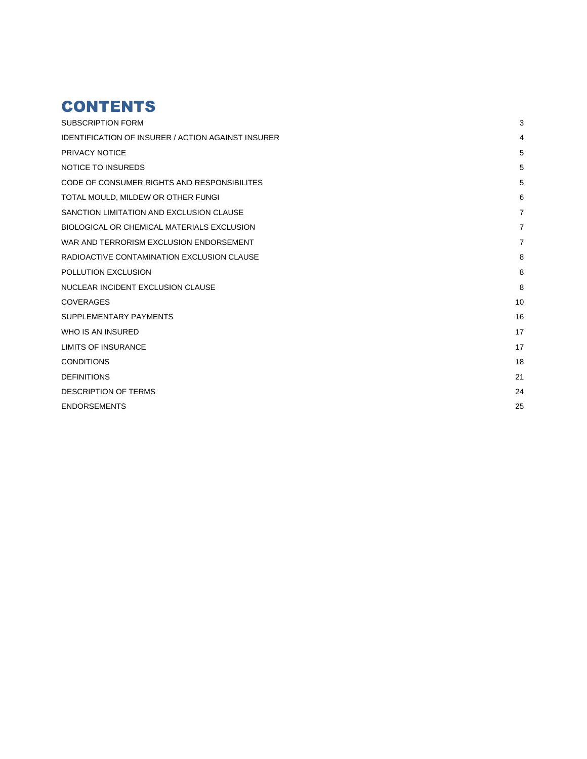# CONTENTS

| | |
|---|---|
| SUBSCRIPTION FORM | 3 |
| IDENTIFICATION OF INSURER / ACTION AGAINST INSURER | 4 |
| PRIVACY NOTICE | 5 |
| NOTICE TO INSUREDS | 5 |
| CODE OF CONSUMER RIGHTS AND RESPONSIBILITES | 5 |
| TOTAL MOULD, MILDEW OR OTHER FUNGI | 6 |
| SANCTION LIMITATION AND EXCLUSION CLAUSE | 7 |
| BIOLOGICAL OR CHEMICAL MATERIALS EXCLUSION | 7 |
| WAR AND TERRORISM EXCLUSION ENDORSEMENT | 7 |
| RADIOACTIVE CONTAMINATION EXCLUSION CLAUSE | 8 |
| POLLUTION EXCLUSION | 8 |
| NUCLEAR INCIDENT EXCLUSION CLAUSE | 8 |
| COVERAGES | 10 |
| SUPPLEMENTARY PAYMENTS | 16 |
| WHO IS AN INSURED | 17 |
| LIMITS OF INSURANCE | 17 |
| CONDITIONS | 18 |
| DEFINITIONS | 21 |
| DESCRIPTION OF TERMS | 24 |
| ENDORSEMENTS | 25 |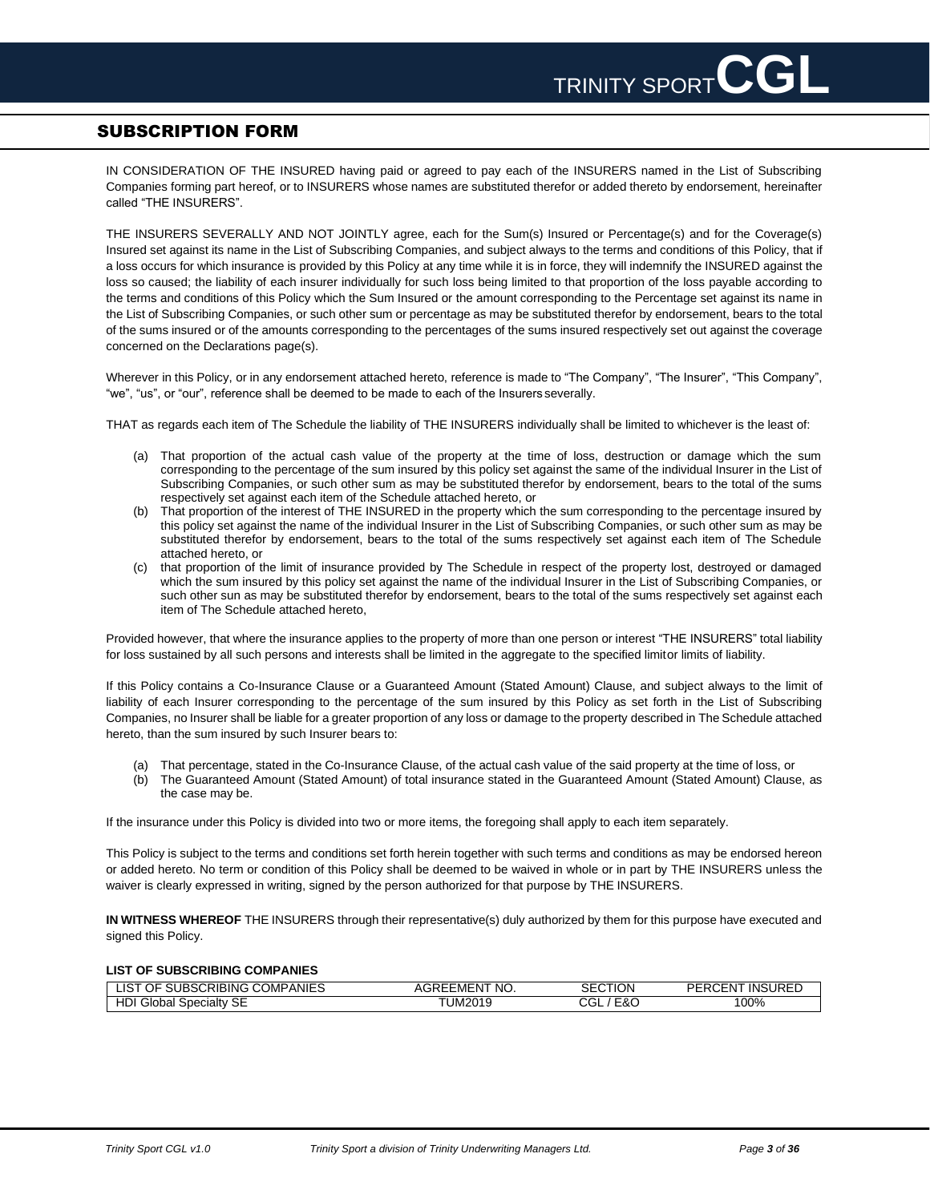## SUBSCRIPTION FORM

IN CONSIDERATION OF THE INSURED having paid or agreed to pay each of the INSURERS named in the List of Subscribing Companies forming part hereof, or to INSURERS whose names are substituted therefor or added thereto by endorsement, hereinafter called "THE INSURERS".

THE INSURERS SEVERALLY AND NOT JOINTLY agree, each for the Sum(s) Insured or Percentage(s) and for the Coverage(s) Insured set against its name in the List of Subscribing Companies, and subject always to the terms and conditions of this Policy, that if a loss occurs for which insurance is provided by this Policy at any time while it is in force, they will indemnify the INSURED against the loss so caused; the liability of each insurer individually for such loss being limited to that proportion of the loss payable according to the terms and conditions of this Policy which the Sum Insured or the amount corresponding to the Percentage set against its name in the List of Subscribing Companies, or such other sum or percentage as may be substituted therefor by endorsement, bears to the total of the sums insured or of the amounts corresponding to the percentages of the sums insured respectively set out against the coverage concerned on the Declarations page(s).

Wherever in this Policy, or in any endorsement attached hereto, reference is made to "The Company", "The Insurer", "This Company", "we", "us", or "our", reference shall be deemed to be made to each of the Insurers severally.

THAT as regards each item of The Schedule the liability of THE INSURERS individually shall be limited to whichever is the least of:

(a) That proportion of the actual cash value of the property at the time of loss, destruction or damage which the sum corresponding to the percentage of the sum insured by this policy set against the same of the individual Insurer in the List of Subscribing Companies, or such other sum as may be substituted therefor by endorsement, bears to the total of the sums respectively set against each item of the Schedule attached hereto, or
(b) That proportion of the interest of THE INSURED in the property which the sum corresponding to the percentage insured by this policy set against the name of the individual Insurer in the List of Subscribing Companies, or such other sum as may be substituted therefor by endorsement, bears to the total of the sums respectively set against each item of The Schedule attached hereto, or
(c) that proportion of the limit of insurance provided by The Schedule in respect of the property lost, destroyed or damaged which the sum insured by this policy set against the name of the individual Insurer in the List of Subscribing Companies, or such other sun as may be substituted therefor by endorsement, bears to the total of the sums respectively set against each item of The Schedule attached hereto,

Provided however, that where the insurance applies to the property of more than one person or interest "THE INSURERS" total liability for loss sustained by all such persons and interests shall be limited in the aggregate to the specified limitor limits of liability.

If this Policy contains a Co-Insurance Clause or a Guaranteed Amount (Stated Amount) Clause, and subject always to the limit of liability of each Insurer corresponding to the percentage of the sum insured by this Policy as set forth in the List of Subscribing Companies, no Insurer shall be liable for a greater proportion of any loss or damage to the property described in The Schedule attached hereto, than the sum insured by such Insurer bears to:

(a) That percentage, stated in the Co-Insurance Clause, of the actual cash value of the said property at the time of loss, or
(b) The Guaranteed Amount (Stated Amount) of total insurance stated in the Guaranteed Amount (Stated Amount) Clause, as the case may be.

If the insurance under this Policy is divided into two or more items, the foregoing shall apply to each item separately.

This Policy is subject to the terms and conditions set forth herein together with such terms and conditions as may be endorsed hereon or added hereto. No term or condition of this Policy shall be deemed to be waived in whole or in part by THE INSURERS unless the waiver is clearly expressed in writing, signed by the person authorized for that purpose by THE INSURERS.

**IN WITNESS WHEREOF** THE INSURERS through their representative(s) duly authorized by them for this purpose have executed and signed this Policy.

**LIST OF SUBSCRIBING COMPANIES**

| LIST OF SUBSCRIBING COMPANIES | AGREEMENT NO. | SECTION | PERCENT INSURED |
|---|---|---|---|
| HDI Global Specialty SE | TUM2019 | CGL / E&O | 100% |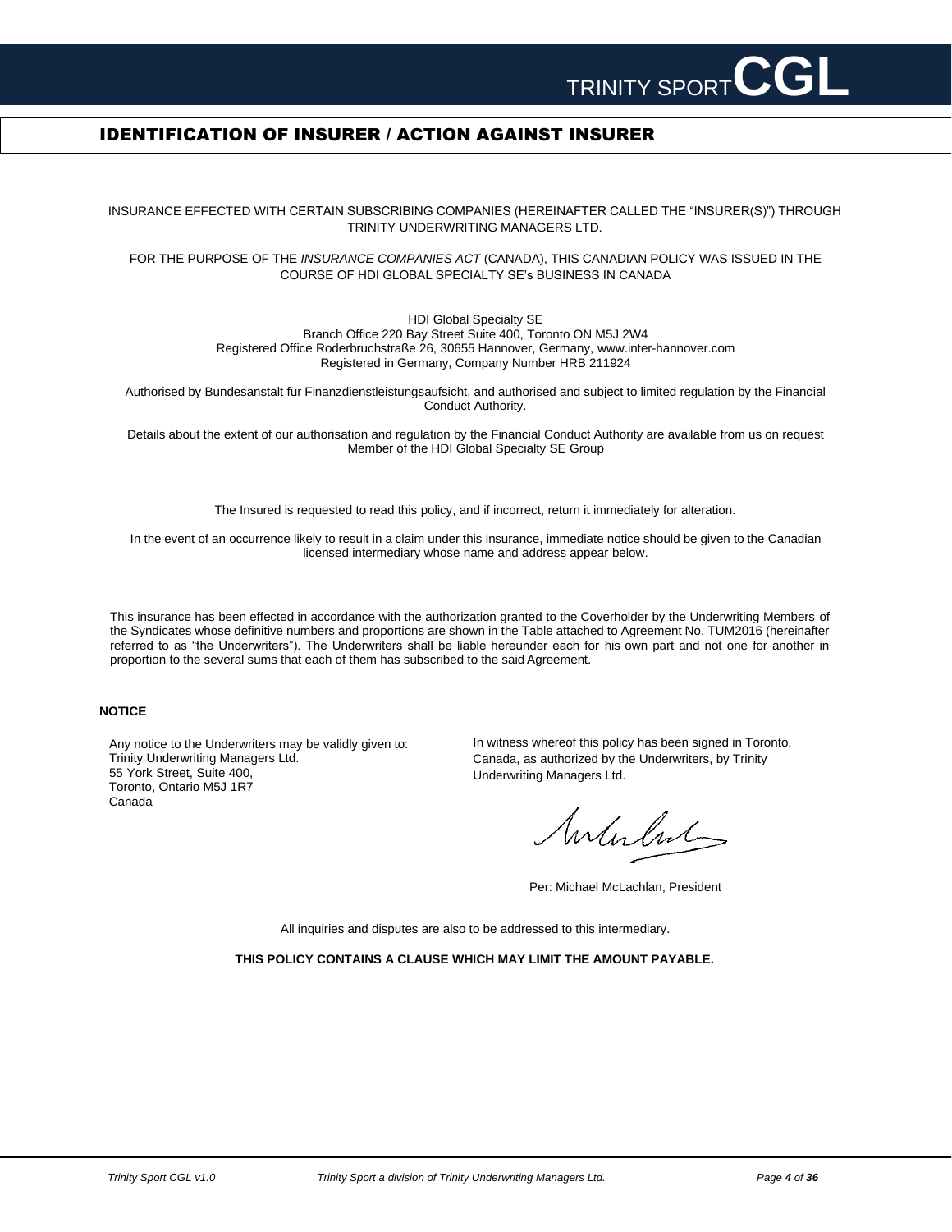## IDENTIFICATION OF INSURER / ACTION AGAINST INSURER

INSURANCE EFFECTED WITH CERTAIN SUBSCRIBING COMPANIES (HEREINAFTER CALLED THE "INSURER(S)") THROUGH TRINITY UNDERWRITING MANAGERS LTD.

FOR THE PURPOSE OF THE *INSURANCE COMPANIES ACT* (CANADA), THIS CANADIAN POLICY WAS ISSUED IN THE COURSE OF HDI GLOBAL SPECIALTY SE's BUSINESS IN CANADA

HDI Global Specialty SE
Branch Office 220 Bay Street Suite 400, Toronto ON M5J 2W4
Registered Office Roderbruchstraße 26, 30655 Hannover, Germany, www.inter-hannover.com
Registered in Germany, Company Number HRB 211924

Authorised by Bundesanstalt für Finanzdienstleistungsaufsicht, and authorised and subject to limited regulation by the Financial Conduct Authority.

Details about the extent of our authorisation and regulation by the Financial Conduct Authority are available from us on request
Member of the HDI Global Specialty SE Group

The Insured is requested to read this policy, and if incorrect, return it immediately for alteration.

In the event of an occurrence likely to result in a claim under this insurance, immediate notice should be given to the Canadian licensed intermediary whose name and address appear below.

This insurance has been effected in accordance with the authorization granted to the Coverholder by the Underwriting Members of the Syndicates whose definitive numbers and proportions are shown in the Table attached to Agreement No. TUM2016 (hereinafter referred to as "the Underwriters"). The Underwriters shall be liable hereunder each for his own part and not one for another in proportion to the several sums that each of them has subscribed to the said Agreement.

**NOTICE**

Any notice to the Underwriters may be validly given to:
Trinity Underwriting Managers Ltd.
55 York Street, Suite 400,
Toronto, Ontario M5J 1R7
Canada

In witness whereof this policy has been signed in Toronto, Canada, as authorized by the Underwriters, by Trinity Underwriting Managers Ltd.

Per: Michael McLachlan, President

All inquiries and disputes are also to be addressed to this intermediary.

**THIS POLICY CONTAINS A CLAUSE WHICH MAY LIMIT THE AMOUNT PAYABLE.**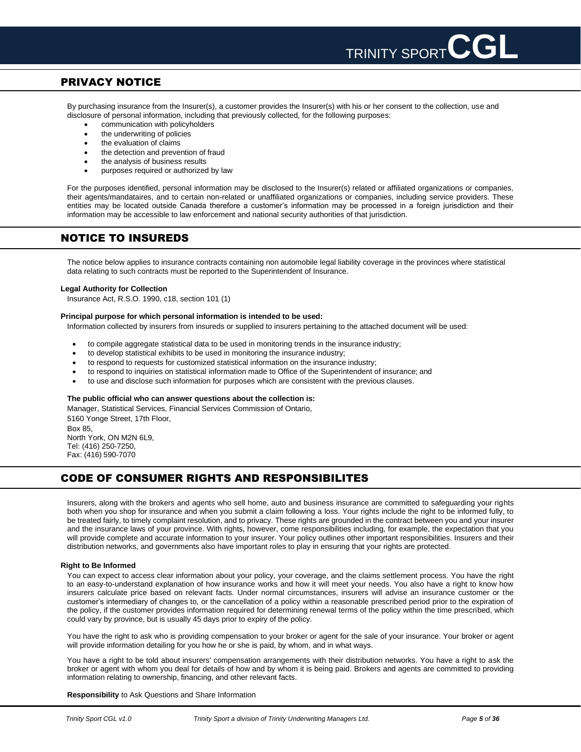## PRIVACY NOTICE

By purchasing insurance from the Insurer(s), a customer provides the Insurer(s) with his or her consent to the collection, use and disclosure of personal information, including that previously collected, for the following purposes:

- communication with policyholders
- the underwriting of policies
- the evaluation of claims
- the detection and prevention of fraud
- the analysis of business results
- purposes required or authorized by law

For the purposes identified, personal information may be disclosed to the Insurer(s) related or affiliated organizations or companies, their agents/mandataires, and to certain non-related or unaffiliated organizations or companies, including service providers. These entities may be located outside Canada therefore a customer's information may be processed in a foreign jurisdiction and their information may be accessible to law enforcement and national security authorities of that jurisdiction.

## NOTICE TO INSUREDS

The notice below applies to insurance contracts containing non automobile legal liability coverage in the provinces where statistical data relating to such contracts must be reported to the Superintendent of Insurance.

**Legal Authority for Collection**

Insurance Act, R.S.O. 1990, c18, section 101 (1)

**Principal purpose for which personal information is intended to be used:**

Information collected by insurers from insureds or supplied to insurers pertaining to the attached document will be used:

- to compile aggregate statistical data to be used in monitoring trends in the insurance industry;
- to develop statistical exhibits to be used in monitoring the insurance industry;
- to respond to requests for customized statistical information on the insurance industry;
- to respond to inquiries on statistical information made to Office of the Superintendent of insurance; and
- to use and disclose such information for purposes which are consistent with the previous clauses.

**The public official who can answer questions about the collection is:**

Manager, Statistical Services, Financial Services Commission of Ontario,
5160 Yonge Street, 17th Floor,
Box 85,
North York, ON M2N 6L9,
Tel: (416) 250-7250,
Fax: (416) 590-7070

## CODE OF CONSUMER RIGHTS AND RESPONSIBILITES

Insurers, along with the brokers and agents who sell home, auto and business insurance are committed to safeguarding your rights both when you shop for insurance and when you submit a claim following a loss. Your rights include the right to be informed fully, to be treated fairly, to timely complaint resolution, and to privacy. These rights are grounded in the contract between you and your insurer and the insurance laws of your province. With rights, however, come responsibilities including, for example, the expectation that you will provide complete and accurate information to your insurer. Your policy outlines other important responsibilities. Insurers and their distribution networks, and governments also have important roles to play in ensuring that your rights are protected.

**Right to Be Informed**

You can expect to access clear information about your policy, your coverage, and the claims settlement process. You have the right to an easy-to-understand explanation of how insurance works and how it will meet your needs. You also have a right to know how insurers calculate price based on relevant facts. Under normal circumstances, insurers will advise an insurance customer or the customer's intermediary of changes to, or the cancellation of a policy within a reasonable prescribed period prior to the expiration of the policy, if the customer provides information required for determining renewal terms of the policy within the time prescribed, which could vary by province, but is usually 45 days prior to expiry of the policy.

You have the right to ask who is providing compensation to your broker or agent for the sale of your insurance. Your broker or agent will provide information detailing for you how he or she is paid, by whom, and in what ways.

You have a right to be told about insurers' compensation arrangements with their distribution networks. You have a right to ask the broker or agent with whom you deal for details of how and by whom it is being paid. Brokers and agents are committed to providing information relating to ownership, financing, and other relevant facts.

**Responsibility** to Ask Questions and Share Information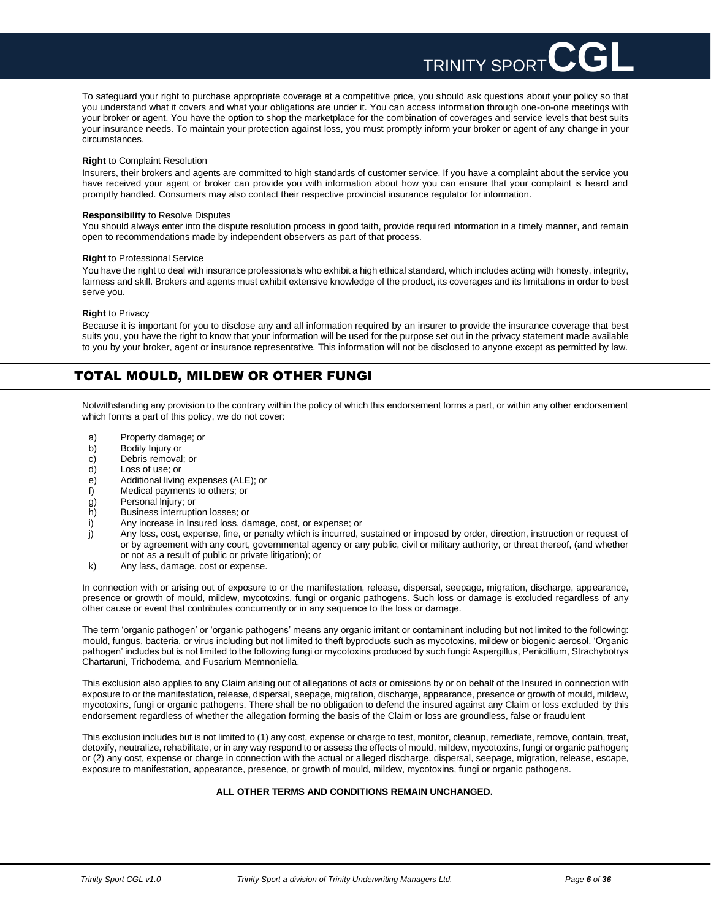To safeguard your right to purchase appropriate coverage at a competitive price, you should ask questions about your policy so that you understand what it covers and what your obligations are under it. You can access information through one-on-one meetings with your broker or agent. You have the option to shop the marketplace for the combination of coverages and service levels that best suits your insurance needs. To maintain your protection against loss, you must promptly inform your broker or agent of any change in your circumstances.

**Right** to Complaint Resolution

Insurers, their brokers and agents are committed to high standards of customer service. If you have a complaint about the service you have received your agent or broker can provide you with information about how you can ensure that your complaint is heard and promptly handled. Consumers may also contact their respective provincial insurance regulator for information.

**Responsibility** to Resolve Disputes

You should always enter into the dispute resolution process in good faith, provide required information in a timely manner, and remain open to recommendations made by independent observers as part of that process.

**Right** to Professional Service

You have the right to deal with insurance professionals who exhibit a high ethical standard, which includes acting with honesty, integrity, fairness and skill. Brokers and agents must exhibit extensive knowledge of the product, its coverages and its limitations in order to best serve you.

**Right** to Privacy

Because it is important for you to disclose any and all information required by an insurer to provide the insurance coverage that best suits you, you have the right to know that your information will be used for the purpose set out in the privacy statement made available to you by your broker, agent or insurance representative. This information will not be disclosed to anyone except as permitted by law.

## TOTAL MOULD, MILDEW OR OTHER FUNGI

Notwithstanding any provision to the contrary within the policy of which this endorsement forms a part, or within any other endorsement which forms a part of this policy, we do not cover:

a) Property damage; or
b) Bodily Injury or
c) Debris removal; or
d) Loss of use; or
e) Additional living expenses (ALE); or
f) Medical payments to others; or
g) Personal Injury; or
h) Business interruption losses; or
i) Any increase in Insured loss, damage, cost, or expense; or
j) Any loss, cost, expense, fine, or penalty which is incurred, sustained or imposed by order, direction, instruction or request of or by agreement with any court, governmental agency or any public, civil or military authority, or threat thereof, (and whether or not as a result of public or private litigation); or
k) Any lass, damage, cost or expense.

In connection with or arising out of exposure to or the manifestation, release, dispersal, seepage, migration, discharge, appearance, presence or growth of mould, mildew, mycotoxins, fungi or organic pathogens. Such loss or damage is excluded regardless of any other cause or event that contributes concurrently or in any sequence to the loss or damage.

The term 'organic pathogen' or 'organic pathogens' means any organic irritant or contaminant including but not limited to the following: mould, fungus, bacteria, or virus including but not limited to theft byproducts such as mycotoxins, mildew or biogenic aerosol. 'Organic pathogen' includes but is not limited to the following fungi or mycotoxins produced by such fungi: Aspergillus, Penicillium, Strachybotrys Chartaruni, Trichodema, and Fusarium Memnoniella.

This exclusion also applies to any Claim arising out of allegations of acts or omissions by or on behalf of the Insured in connection with exposure to or the manifestation, release, dispersal, seepage, migration, discharge, appearance, presence or growth of mould, mildew, mycotoxins, fungi or organic pathogens. There shall be no obligation to defend the insured against any Claim or loss excluded by this endorsement regardless of whether the allegation forming the basis of the Claim or loss are groundless, false or fraudulent

This exclusion includes but is not limited to (1) any cost, expense or charge to test, monitor, cleanup, remediate, remove, contain, treat, detoxify, neutralize, rehabilitate, or in any way respond to or assess the effects of mould, mildew, mycotoxins, fungi or organic pathogen; or (2) any cost, expense or charge in connection with the actual or alleged discharge, dispersal, seepage, migration, release, escape, exposure to manifestation, appearance, presence, or growth of mould, mildew, mycotoxins, fungi or organic pathogens.

**ALL OTHER TERMS AND CONDITIONS REMAIN UNCHANGED.**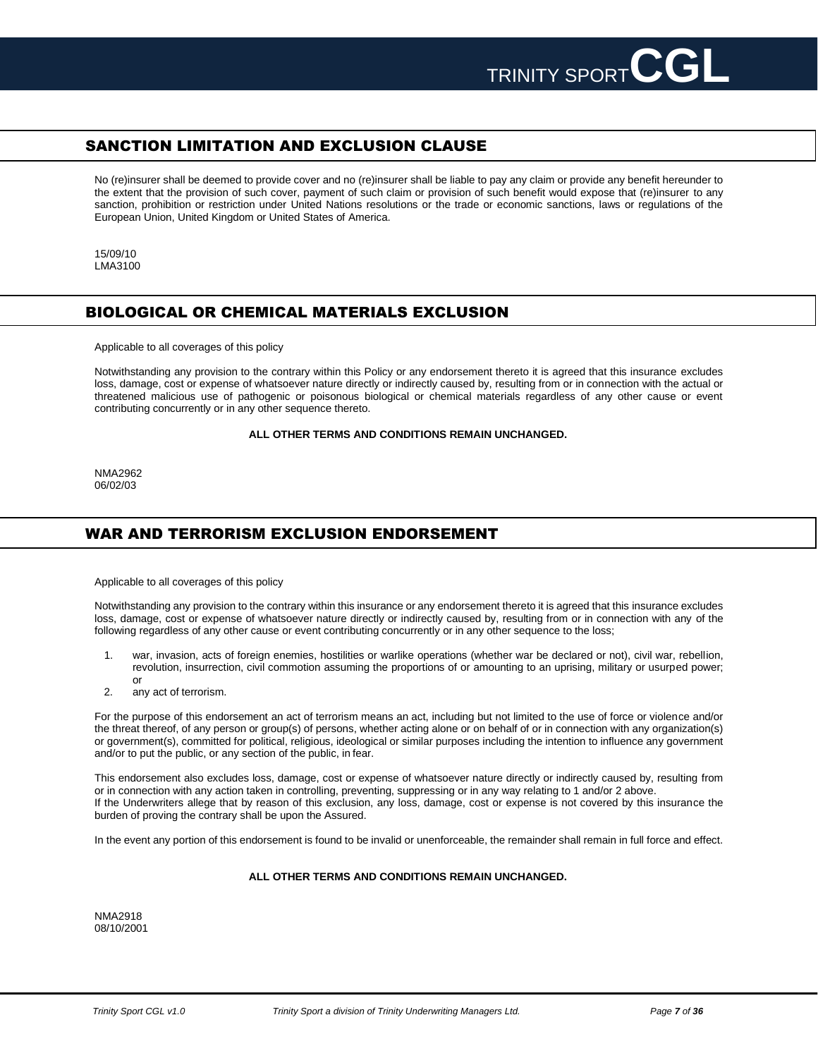## SANCTION LIMITATION AND EXCLUSION CLAUSE

No (re)insurer shall be deemed to provide cover and no (re)insurer shall be liable to pay any claim or provide any benefit hereunder to the extent that the provision of such cover, payment of such claim or provision of such benefit would expose that (re)insurer to any sanction, prohibition or restriction under United Nations resolutions or the trade or economic sanctions, laws or regulations of the European Union, United Kingdom or United States of America.

15/09/10
LMA3100

## BIOLOGICAL OR CHEMICAL MATERIALS EXCLUSION

Applicable to all coverages of this policy

Notwithstanding any provision to the contrary within this Policy or any endorsement thereto it is agreed that this insurance excludes loss, damage, cost or expense of whatsoever nature directly or indirectly caused by, resulting from or in connection with the actual or threatened malicious use of pathogenic or poisonous biological or chemical materials regardless of any other cause or event contributing concurrently or in any other sequence thereto.

**ALL OTHER TERMS AND CONDITIONS REMAIN UNCHANGED.**

NMA2962
06/02/03

## WAR AND TERRORISM EXCLUSION ENDORSEMENT

Applicable to all coverages of this policy

Notwithstanding any provision to the contrary within this insurance or any endorsement thereto it is agreed that this insurance excludes loss, damage, cost or expense of whatsoever nature directly or indirectly caused by, resulting from or in connection with any of the following regardless of any other cause or event contributing concurrently or in any other sequence to the loss;

1. war, invasion, acts of foreign enemies, hostilities or warlike operations (whether war be declared or not), civil war, rebellion, revolution, insurrection, civil commotion assuming the proportions of or amounting to an uprising, military or usurped power; or
2. any act of terrorism.

For the purpose of this endorsement an act of terrorism means an act, including but not limited to the use of force or violence and/or the threat thereof, of any person or group(s) of persons, whether acting alone or on behalf of or in connection with any organization(s) or government(s), committed for political, religious, ideological or similar purposes including the intention to influence any government and/or to put the public, or any section of the public, in fear.

This endorsement also excludes loss, damage, cost or expense of whatsoever nature directly or indirectly caused by, resulting from or in connection with any action taken in controlling, preventing, suppressing or in any way relating to 1 and/or 2 above.
If the Underwriters allege that by reason of this exclusion, any loss, damage, cost or expense is not covered by this insurance the burden of proving the contrary shall be upon the Assured.

In the event any portion of this endorsement is found to be invalid or unenforceable, the remainder shall remain in full force and effect.

**ALL OTHER TERMS AND CONDITIONS REMAIN UNCHANGED.**

NMA2918
08/10/2001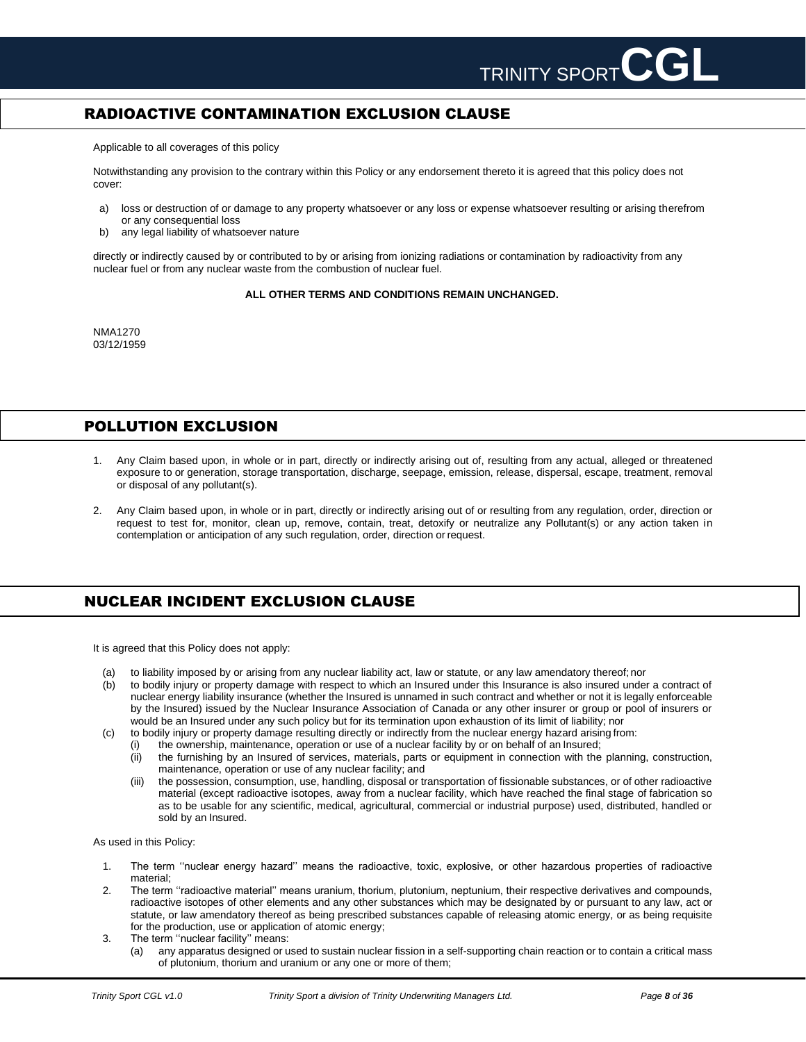## RADIOACTIVE CONTAMINATION EXCLUSION CLAUSE

Applicable to all coverages of this policy

Notwithstanding any provision to the contrary within this Policy or any endorsement thereto it is agreed that this policy does not cover:

a) loss or destruction of or damage to any property whatsoever or any loss or expense whatsoever resulting or arising therefrom or any consequential loss
b) any legal liability of whatsoever nature

directly or indirectly caused by or contributed to by or arising from ionizing radiations or contamination by radioactivity from any nuclear fuel or from any nuclear waste from the combustion of nuclear fuel.

**ALL OTHER TERMS AND CONDITIONS REMAIN UNCHANGED.**

NMA1270
03/12/1959

## POLLUTION EXCLUSION

1. Any Claim based upon, in whole or in part, directly or indirectly arising out of, resulting from any actual, alleged or threatened exposure to or generation, storage transportation, discharge, seepage, emission, release, dispersal, escape, treatment, removal or disposal of any pollutant(s).

2. Any Claim based upon, in whole or in part, directly or indirectly arising out of or resulting from any regulation, order, direction or request to test for, monitor, clean up, remove, contain, treat, detoxify or neutralize any Pollutant(s) or any action taken in contemplation or anticipation of any such regulation, order, direction or request.

## NUCLEAR INCIDENT EXCLUSION CLAUSE

It is agreed that this Policy does not apply:

(a) to liability imposed by or arising from any nuclear liability act, law or statute, or any law amendatory thereof; nor
(b) to bodily injury or property damage with respect to which an Insured under this Insurance is also insured under a contract of nuclear energy liability insurance (whether the Insured is unnamed in such contract and whether or not it is legally enforceable by the Insured) issued by the Nuclear Insurance Association of Canada or any other insurer or group or pool of insurers or would be an Insured under any such policy but for its termination upon exhaustion of its limit of liability; nor
(c) to bodily injury or property damage resulting directly or indirectly from the nuclear energy hazard arising from:
    (i) the ownership, maintenance, operation or use of a nuclear facility by or on behalf of an Insured;
    (ii) the furnishing by an Insured of services, materials, parts or equipment in connection with the planning, construction, maintenance, operation or use of any nuclear facility; and
    (iii) the possession, consumption, use, handling, disposal or transportation of fissionable substances, or of other radioactive material (except radioactive isotopes, away from a nuclear facility, which have reached the final stage of fabrication so as to be usable for any scientific, medical, agricultural, commercial or industrial purpose) used, distributed, handled or sold by an Insured.

As used in this Policy:

1. The term ''nuclear energy hazard'' means the radioactive, toxic, explosive, or other hazardous properties of radioactive material;
2. The term ''radioactive material'' means uranium, thorium, plutonium, neptunium, their respective derivatives and compounds, radioactive isotopes of other elements and any other substances which may be designated by or pursuant to any law, act or statute, or law amendatory thereof as being prescribed substances capable of releasing atomic energy, or as being requisite for the production, use or application of atomic energy;
3. The term ''nuclear facility'' means:
    (a) any apparatus designed or used to sustain nuclear fission in a self-supporting chain reaction or to contain a critical mass of plutonium, thorium and uranium or any one or more of them;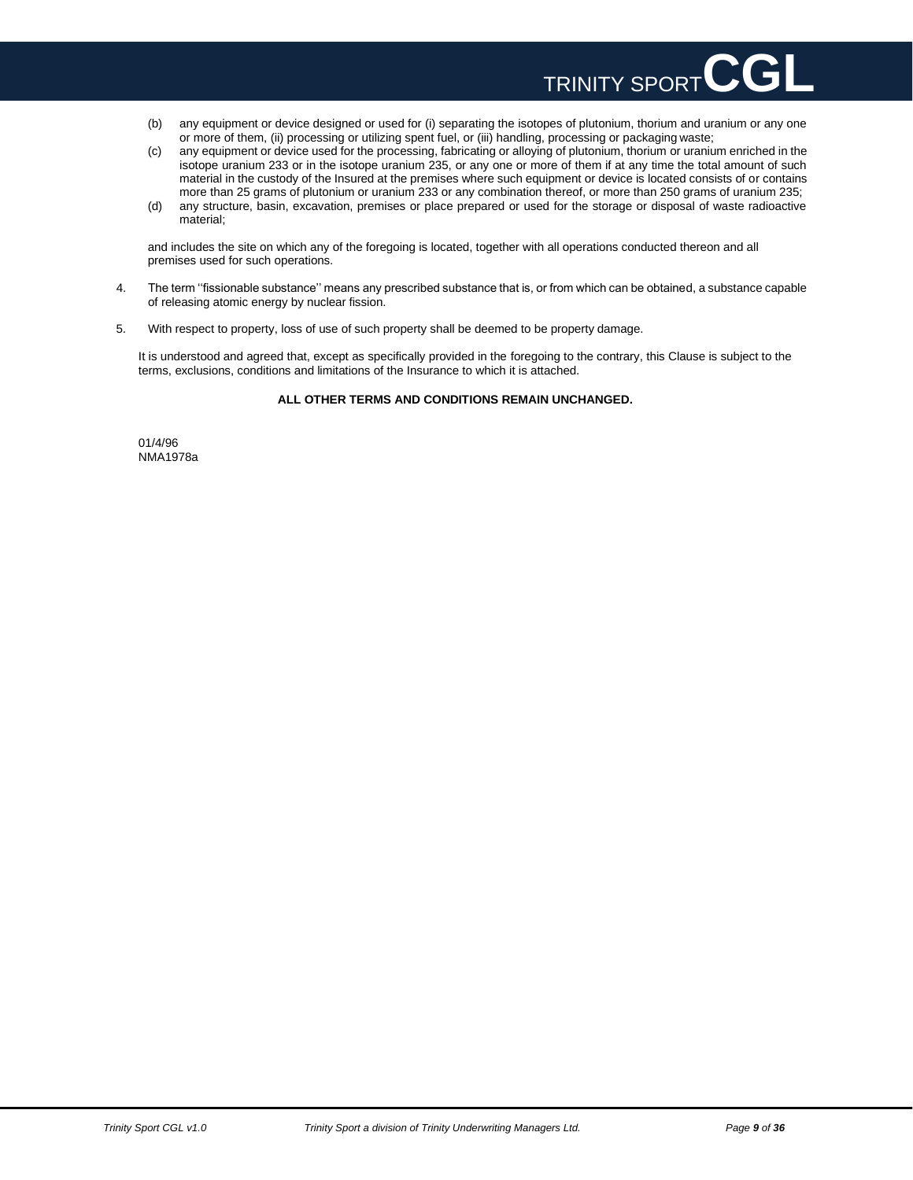(b) any equipment or device designed or used for (i) separating the isotopes of plutonium, thorium and uranium or any one or more of them, (ii) processing or utilizing spent fuel, or (iii) handling, processing or packaging waste;

(c) any equipment or device used for the processing, fabricating or alloying of plutonium, thorium or uranium enriched in the isotope uranium 233 or in the isotope uranium 235, or any one or more of them if at any time the total amount of such material in the custody of the Insured at the premises where such equipment or device is located consists of or contains more than 25 grams of plutonium or uranium 233 or any combination thereof, or more than 250 grams of uranium 235;

(d) any structure, basin, excavation, premises or place prepared or used for the storage or disposal of waste radioactive material;

and includes the site on which any of the foregoing is located, together with all operations conducted thereon and all premises used for such operations.

4. The term ''fissionable substance'' means any prescribed substance that is, or from which can be obtained, a substance capable of releasing atomic energy by nuclear fission.

5. With respect to property, loss of use of such property shall be deemed to be property damage.

It is understood and agreed that, except as specifically provided in the foregoing to the contrary, this Clause is subject to the terms, exclusions, conditions and limitations of the Insurance to which it is attached.

**ALL OTHER TERMS AND CONDITIONS REMAIN UNCHANGED.**

01/4/96
NMA1978a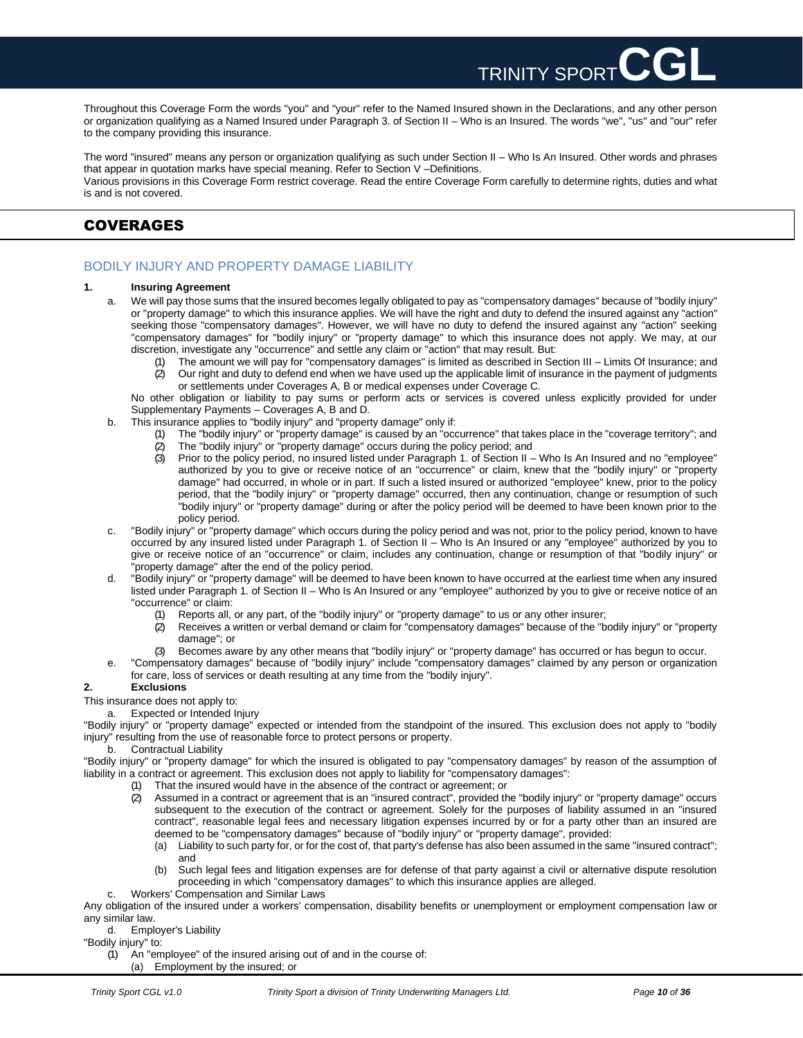Throughout this Coverage Form the words "you" and "your" refer to the Named Insured shown in the Declarations, and any other person or organization qualifying as a Named Insured under Paragraph 3. of Section II – Who is an Insured. The words "we", "us" and "our" refer to the company providing this insurance.

The word "insured" means any person or organization qualifying as such under Section II – Who Is An Insured. Other words and phrases that appear in quotation marks have special meaning. Refer to Section V –Definitions.

Various provisions in this Coverage Form restrict coverage. Read the entire Coverage Form carefully to determine rights, duties and what is and is not covered.

## COVERAGES

### BODILY INJURY AND PROPERTY DAMAGE LIABILITY

**1. Insuring Agreement**

a. We will pay those sums that the insured becomes legally obligated to pay as "compensatory damages" because of "bodily injury" or "property damage" to which this insurance applies. We will have the right and duty to defend the insured against any "action" seeking those "compensatory damages". However, we will have no duty to defend the insured against any "action" seeking "compensatory damages" for "bodily injury" or "property damage" to which this insurance does not apply. We may, at our discretion, investigate any "occurrence" and settle any claim or "action" that may result. But:
   (1) The amount we will pay for "compensatory damages" is limited as described in Section III – Limits Of Insurance; and
   (2) Our right and duty to defend end when we have used up the applicable limit of insurance in the payment of judgments or settlements under Coverages A, B or medical expenses under Coverage C.

   No other obligation or liability to pay sums or perform acts or services is covered unless explicitly provided for under Supplementary Payments – Coverages A, B and D.

b. This insurance applies to "bodily injury" and "property damage" only if:
   (1) The "bodily injury" or "property damage" is caused by an "occurrence" that takes place in the "coverage territory"; and
   (2) The "bodily injury" or "property damage" occurs during the policy period; and
   (3) Prior to the policy period, no insured listed under Paragraph 1. of Section II – Who Is An Insured and no "employee" authorized by you to give or receive notice of an "occurrence" or claim, knew that the "bodily injury" or "property damage" had occurred, in whole or in part. If such a listed insured or authorized "employee" knew, prior to the policy period, that the "bodily injury" or "property damage" occurred, then any continuation, change or resumption of such "bodily injury" or "property damage" during or after the policy period will be deemed to have been known prior to the policy period.

c. "Bodily injury" or "property damage" which occurs during the policy period and was not, prior to the policy period, known to have occurred by any insured listed under Paragraph 1. of Section II – Who Is An Insured or any "employee" authorized by you to give or receive notice of an "occurrence" or claim, includes any continuation, change or resumption of that "bodily injury" or "property damage" after the end of the policy period.

d. "Bodily injury" or "property damage" will be deemed to have been known to have occurred at the earliest time when any insured listed under Paragraph 1. of Section II – Who Is An Insured or any "employee" authorized by you to give or receive notice of an "occurrence" or claim:
   (1) Reports all, or any part, of the "bodily injury" or "property damage" to us or any other insurer;
   (2) Receives a written or verbal demand or claim for "compensatory damages" because of the "bodily injury" or "property damage"; or
   (3) Becomes aware by any other means that "bodily injury" or "property damage" has occurred or has begun to occur.

e. "Compensatory damages" because of "bodily injury" include "compensatory damages" claimed by any person or organization for care, loss of services or death resulting at any time from the "bodily injury".

**2. Exclusions**

This insurance does not apply to:

a. Expected or Intended Injury

"Bodily injury" or "property damage" expected or intended from the standpoint of the insured. This exclusion does not apply to "bodily injury" resulting from the use of reasonable force to protect persons or property.

b. Contractual Liability

"Bodily injury" or "property damage" for which the insured is obligated to pay "compensatory damages" by reason of the assumption of liability in a contract or agreement. This exclusion does not apply to liability for "compensatory damages":
   (1) That the insured would have in the absence of the contract or agreement; or
   (2) Assumed in a contract or agreement that is an "insured contract", provided the "bodily injury" or "property damage" occurs subsequent to the execution of the contract or agreement. Solely for the purposes of liability assumed in an "insured contract", reasonable legal fees and necessary litigation expenses incurred by or for a party other than an insured are deemed to be "compensatory damages" because of "bodily injury" or "property damage", provided:
      (a) Liability to such party for, or for the cost of, that party's defense has also been assumed in the same "insured contract"; and
      (b) Such legal fees and litigation expenses are for defense of that party against a civil or alternative dispute resolution proceeding in which "compensatory damages" to which this insurance applies are alleged.

c. Workers' Compensation and Similar Laws

Any obligation of the insured under a workers' compensation, disability benefits or unemployment or employment compensation law or any similar law.

d. Employer's Liability

"Bodily injury" to:
   (1) An "employee" of the insured arising out of and in the course of:
      (a) Employment by the insured; or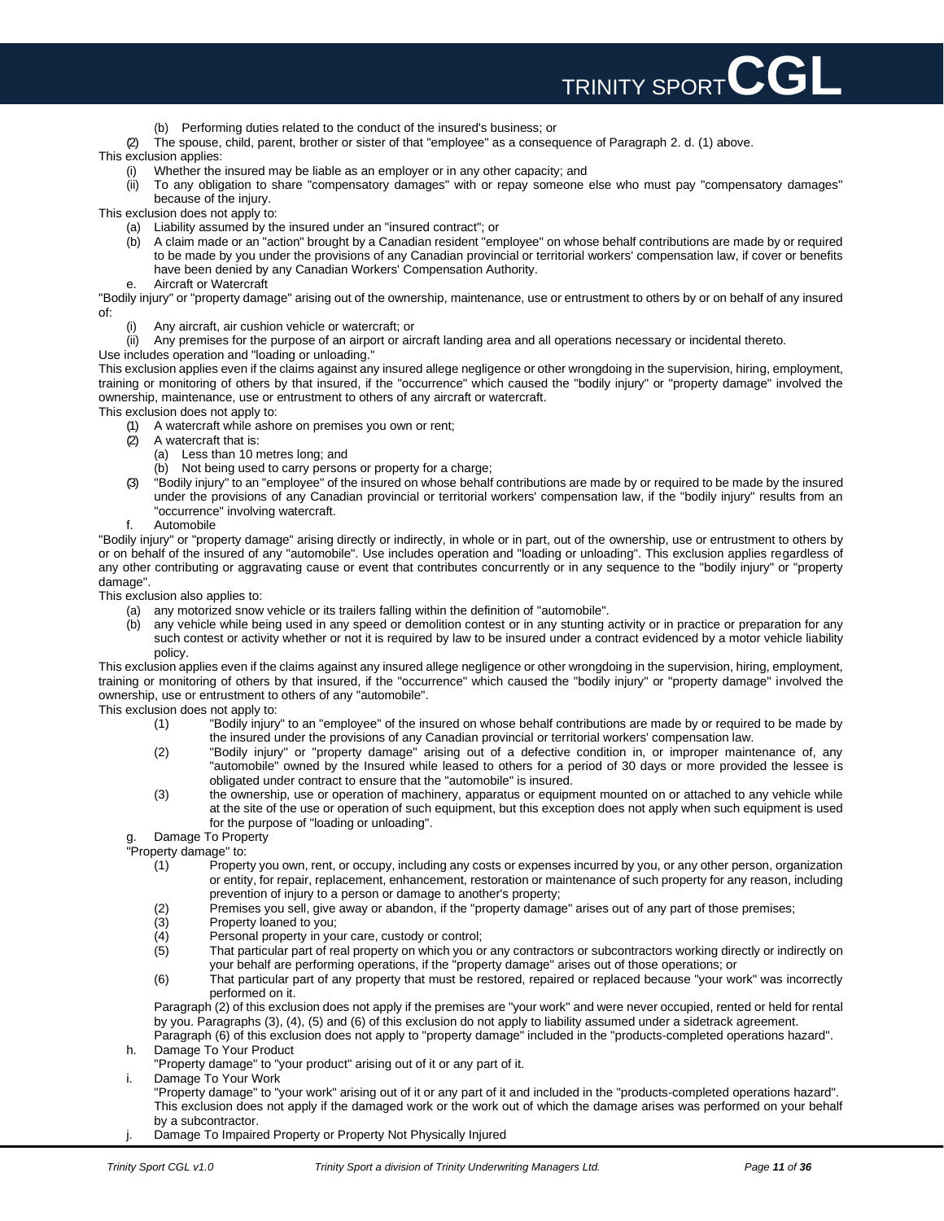(b) Performing duties related to the conduct of the insured's business; or

(2) The spouse, child, parent, brother or sister of that "employee" as a consequence of Paragraph 2. d. (1) above.

This exclusion applies:

(i) Whether the insured may be liable as an employer or in any other capacity; and

(ii) To any obligation to share "compensatory damages" with or repay someone else who must pay "compensatory damages" because of the injury.

This exclusion does not apply to:

(a) Liability assumed by the insured under an "insured contract"; or

(b) A claim made or an "action" brought by a Canadian resident "employee" on whose behalf contributions are made by or required to be made by you under the provisions of any Canadian provincial or territorial workers' compensation law, if cover or benefits have been denied by any Canadian Workers' Compensation Authority.

e. Aircraft or Watercraft

"Bodily injury" or "property damage" arising out of the ownership, maintenance, use or entrustment to others by or on behalf of any insured of:

(i) Any aircraft, air cushion vehicle or watercraft; or

(ii) Any premises for the purpose of an airport or aircraft landing area and all operations necessary or incidental thereto.

Use includes operation and "loading or unloading."

This exclusion applies even if the claims against any insured allege negligence or other wrongdoing in the supervision, hiring, employment, training or monitoring of others by that insured, if the "occurrence" which caused the "bodily injury" or "property damage" involved the ownership, maintenance, use or entrustment to others of any aircraft or watercraft.

This exclusion does not apply to:

(1) A watercraft while ashore on premises you own or rent;

(2) A watercraft that is:

(a) Less than 10 metres long; and

(b) Not being used to carry persons or property for a charge;

(3) "Bodily injury" to an "employee" of the insured on whose behalf contributions are made by or required to be made by the insured under the provisions of any Canadian provincial or territorial workers' compensation law, if the "bodily injury" results from an "occurrence" involving watercraft.

f. Automobile

"Bodily injury" or "property damage" arising directly or indirectly, in whole or in part, out of the ownership, use or entrustment to others by or on behalf of the insured of any "automobile". Use includes operation and "loading or unloading". This exclusion applies regardless of any other contributing or aggravating cause or event that contributes concurrently or in any sequence to the "bodily injury" or "property damage".

This exclusion also applies to:

(a) any motorized snow vehicle or its trailers falling within the definition of "automobile".

(b) any vehicle while being used in any speed or demolition contest or in any stunting activity or in practice or preparation for any such contest or activity whether or not it is required by law to be insured under a contract evidenced by a motor vehicle liability policy.

This exclusion applies even if the claims against any insured allege negligence or other wrongdoing in the supervision, hiring, employment, training or monitoring of others by that insured, if the "occurrence" which caused the "bodily injury" or "property damage" involved the ownership, use or entrustment to others of any "automobile".

This exclusion does not apply to:

(1) "Bodily injury" to an "employee" of the insured on whose behalf contributions are made by or required to be made by the insured under the provisions of any Canadian provincial or territorial workers' compensation law.

(2) "Bodily injury" or "property damage" arising out of a defective condition in, or improper maintenance of, any "automobile" owned by the Insured while leased to others for a period of 30 days or more provided the lessee is obligated under contract to ensure that the "automobile" is insured.

(3) the ownership, use or operation of machinery, apparatus or equipment mounted on or attached to any vehicle while at the site of the use or operation of such equipment, but this exception does not apply when such equipment is used for the purpose of "loading or unloading".

g. Damage To Property

"Property damage" to:

(1) Property you own, rent, or occupy, including any costs or expenses incurred by you, or any other person, organization or entity, for repair, replacement, enhancement, restoration or maintenance of such property for any reason, including prevention of injury to a person or damage to another's property;

(2) Premises you sell, give away or abandon, if the "property damage" arises out of any part of those premises;

(3) Property loaned to you;

(4) Personal property in your care, custody or control;

(5) That particular part of real property on which you or any contractors or subcontractors working directly or indirectly on your behalf are performing operations, if the "property damage" arises out of those operations; or

(6) That particular part of any property that must be restored, repaired or replaced because "your work" was incorrectly performed on it.

Paragraph (2) of this exclusion does not apply if the premises are "your work" and were never occupied, rented or held for rental by you. Paragraphs (3), (4), (5) and (6) of this exclusion do not apply to liability assumed under a sidetrack agreement.

Paragraph (6) of this exclusion does not apply to "property damage" included in the "products-completed operations hazard".

h. Damage To Your Product

"Property damage" to "your product" arising out of it or any part of it.

i. Damage To Your Work

"Property damage" to "your work" arising out of it or any part of it and included in the "products-completed operations hazard". This exclusion does not apply if the damaged work or the work out of which the damage arises was performed on your behalf by a subcontractor.

j. Damage To Impaired Property or Property Not Physically Injured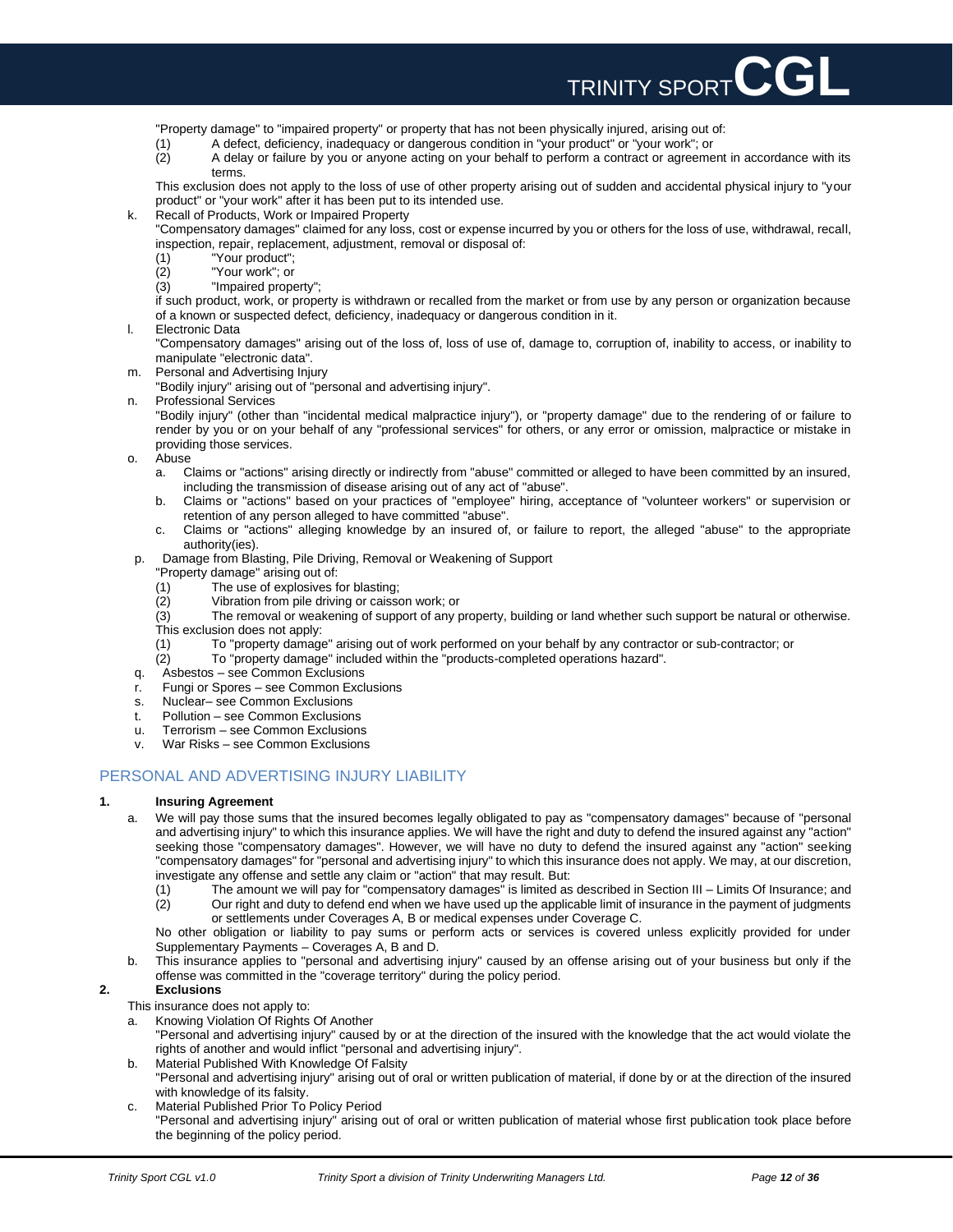"Property damage" to "impaired property" or property that has not been physically injured, arising out of:

(1) A defect, deficiency, inadequacy or dangerous condition in "your product" or "your work"; or
(2) A delay or failure by you or anyone acting on your behalf to perform a contract or agreement in accordance with its terms.

This exclusion does not apply to the loss of use of other property arising out of sudden and accidental physical injury to "your product" or "your work" after it has been put to its intended use.

k. Recall of Products, Work or Impaired Property
"Compensatory damages" claimed for any loss, cost or expense incurred by you or others for the loss of use, withdrawal, recall, inspection, repair, replacement, adjustment, removal or disposal of:
(1) "Your product";
(2) "Your work"; or
(3) "Impaired property";
if such product, work, or property is withdrawn or recalled from the market or from use by any person or organization because of a known or suspected defect, deficiency, inadequacy or dangerous condition in it.

l. Electronic Data
"Compensatory damages" arising out of the loss of, loss of use of, damage to, corruption of, inability to access, or inability to manipulate "electronic data".

m. Personal and Advertising Injury
"Bodily injury" arising out of "personal and advertising injury".

n. Professional Services
"Bodily injury" (other than "incidental medical malpractice injury"), or "property damage" due to the rendering of or failure to render by you or on your behalf of any "professional services" for others, or any error or omission, malpractice or mistake in providing those services.

o. Abuse
   a. Claims or "actions" arising directly or indirectly from "abuse" committed or alleged to have been committed by an insured, including the transmission of disease arising out of any act of "abuse".
   b. Claims or "actions" based on your practices of "employee" hiring, acceptance of "volunteer workers" or supervision or retention of any person alleged to have committed "abuse".
   c. Claims or "actions" alleging knowledge by an insured of, or failure to report, the alleged "abuse" to the appropriate authority(ies).

p. Damage from Blasting, Pile Driving, Removal or Weakening of Support
"Property damage" arising out of:
(1) The use of explosives for blasting;
(2) Vibration from pile driving or caisson work; or
(3) The removal or weakening of support of any property, building or land whether such support be natural or otherwise.
This exclusion does not apply:
(1) To "property damage" arising out of work performed on your behalf by any contractor or sub-contractor; or
(2) To "property damage" included within the "products-completed operations hazard".

q. Asbestos – see Common Exclusions
r. Fungi or Spores – see Common Exclusions
s. Nuclear– see Common Exclusions
t. Pollution – see Common Exclusions
u. Terrorism – see Common Exclusions
v. War Risks – see Common Exclusions

## PERSONAL AND ADVERTISING INJURY LIABILITY

**1. Insuring Agreement**

a. We will pay those sums that the insured becomes legally obligated to pay as "compensatory damages" because of "personal and advertising injury" to which this insurance applies. We will have the right and duty to defend the insured against any "action" seeking those "compensatory damages". However, we will have no duty to defend the insured against any "action" seeking "compensatory damages" for "personal and advertising injury" to which this insurance does not apply. We may, at our discretion, investigate any offense and settle any claim or "action" that may result. But:
(1) The amount we will pay for "compensatory damages" is limited as described in Section III – Limits Of Insurance; and
(2) Our right and duty to defend end when we have used up the applicable limit of insurance in the payment of judgments or settlements under Coverages A, B or medical expenses under Coverage C.
No other obligation or liability to pay sums or perform acts or services is covered unless explicitly provided for under Supplementary Payments – Coverages A, B and D.

b. This insurance applies to "personal and advertising injury" caused by an offense arising out of your business but only if the offense was committed in the "coverage territory" during the policy period.

**2. Exclusions**

This insurance does not apply to:

a. Knowing Violation Of Rights Of Another
"Personal and advertising injury" caused by or at the direction of the insured with the knowledge that the act would violate the rights of another and would inflict "personal and advertising injury".

b. Material Published With Knowledge Of Falsity
"Personal and advertising injury" arising out of oral or written publication of material, if done by or at the direction of the insured with knowledge of its falsity.

c. Material Published Prior To Policy Period
"Personal and advertising injury" arising out of oral or written publication of material whose first publication took place before the beginning of the policy period.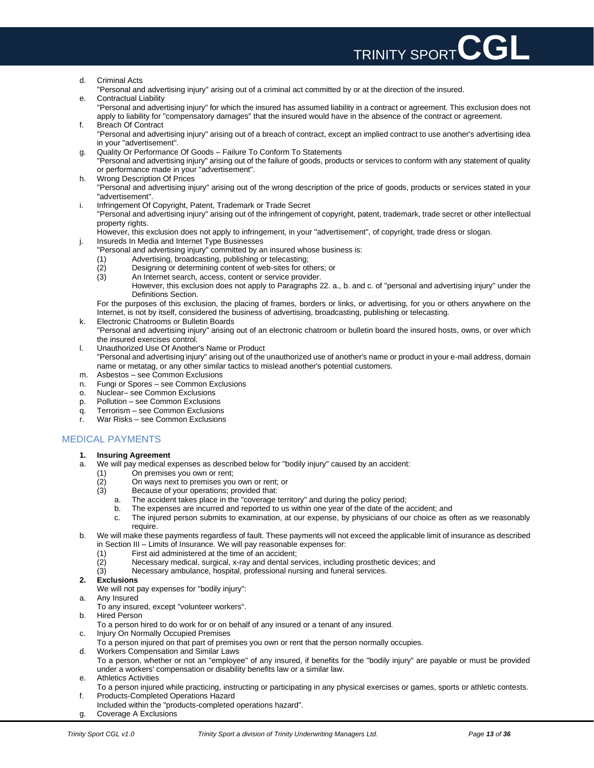d. Criminal Acts
   "Personal and advertising injury" arising out of a criminal act committed by or at the direction of the insured.

e. Contractual Liability
   "Personal and advertising injury" for which the insured has assumed liability in a contract or agreement. This exclusion does not apply to liability for "compensatory damages" that the insured would have in the absence of the contract or agreement.

f. Breach Of Contract
   "Personal and advertising injury" arising out of a breach of contract, except an implied contract to use another's advertising idea in your "advertisement".

g. Quality Or Performance Of Goods – Failure To Conform To Statements
   "Personal and advertising injury" arising out of the failure of goods, products or services to conform with any statement of quality or performance made in your "advertisement".

h. Wrong Description Of Prices
   "Personal and advertising injury" arising out of the wrong description of the price of goods, products or services stated in your "advertisement".

i. Infringement Of Copyright, Patent, Trademark or Trade Secret
   "Personal and advertising injury" arising out of the infringement of copyright, patent, trademark, trade secret or other intellectual property rights.
   However, this exclusion does not apply to infringement, in your "advertisement", of copyright, trade dress or slogan.

j. Insureds In Media and Internet Type Businesses
   "Personal and advertising injury" committed by an insured whose business is:
   (1) Advertising, broadcasting, publishing or telecasting;
   (2) Designing or determining content of web-sites for others; or
   (3) An Internet search, access, content or service provider.
       However, this exclusion does not apply to Paragraphs 22. a., b. and c. of "personal and advertising injury" under the Definitions Section.

   For the purposes of this exclusion, the placing of frames, borders or links, or advertising, for you or others anywhere on the Internet, is not by itself, considered the business of advertising, broadcasting, publishing or telecasting.

k. Electronic Chatrooms or Bulletin Boards
   "Personal and advertising injury" arising out of an electronic chatroom or bulletin board the insured hosts, owns, or over which the insured exercises control.

l. Unauthorized Use Of Another's Name or Product
   "Personal and advertising injury" arising out of the unauthorized use of another's name or product in your e-mail address, domain name or metatag, or any other similar tactics to mislead another's potential customers.

m. Asbestos – see Common Exclusions
n. Fungi or Spores – see Common Exclusions
o. Nuclear– see Common Exclusions
p. Pollution – see Common Exclusions
q. Terrorism – see Common Exclusions
r. War Risks – see Common Exclusions

## MEDICAL PAYMENTS

**1. Insuring Agreement**

a. We will pay medical expenses as described below for "bodily injury" caused by an accident:
   (1) On premises you own or rent;
   (2) On ways next to premises you own or rent; or
   (3) Because of your operations; provided that:
       a. The accident takes place in the "coverage territory" and during the policy period;
       b. The expenses are incurred and reported to us within one year of the date of the accident; and
       c. The injured person submits to examination, at our expense, by physicians of our choice as often as we reasonably require.

b. We will make these payments regardless of fault. These payments will not exceed the applicable limit of insurance as described in Section III – Limits of Insurance. We will pay reasonable expenses for:
   (1) First aid administered at the time of an accident;
   (2) Necessary medical, surgical, x-ray and dental services, including prosthetic devices; and
   (3) Necessary ambulance, hospital, professional nursing and funeral services.

**2. Exclusions**

We will not pay expenses for "bodily injury":

a. Any Insured
   To any insured, except "volunteer workers".

b. Hired Person
   To a person hired to do work for or on behalf of any insured or a tenant of any insured.

c. Injury On Normally Occupied Premises
   To a person injured on that part of premises you own or rent that the person normally occupies.

d. Workers Compensation and Similar Laws
   To a person, whether or not an "employee" of any insured, if benefits for the "bodily injury" are payable or must be provided under a workers' compensation or disability benefits law or a similar law.

e. Athletics Activities
   To a person injured while practicing, instructing or participating in any physical exercises or games, sports or athletic contests.

f. Products-Completed Operations Hazard
   Included within the "products-completed operations hazard".

g. Coverage A Exclusions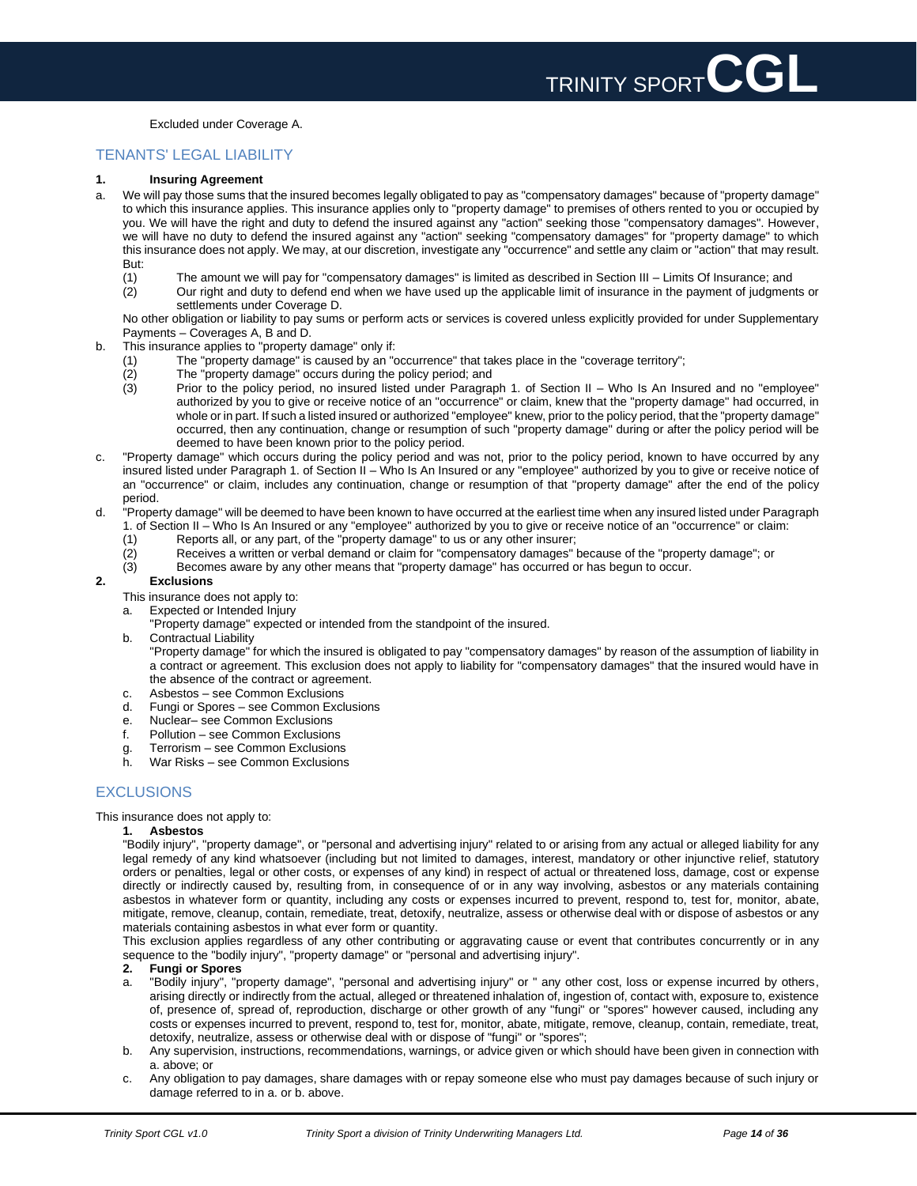Excluded under Coverage A.

## TENANTS' LEGAL LIABILITY

**1. Insuring Agreement**

a. We will pay those sums that the insured becomes legally obligated to pay as "compensatory damages" because of "property damage" to which this insurance applies. This insurance applies only to "property damage" to premises of others rented to you or occupied by you. We will have the right and duty to defend the insured against any "action" seeking those "compensatory damages". However, we will have no duty to defend the insured against any "action" seeking "compensatory damages" for "property damage" to which this insurance does not apply. We may, at our discretion, investigate any "occurrence" and settle any claim or "action" that may result. But:

   (1) The amount we will pay for "compensatory damages" is limited as described in Section III – Limits Of Insurance; and

   (2) Our right and duty to defend end when we have used up the applicable limit of insurance in the payment of judgments or settlements under Coverage D.

   No other obligation or liability to pay sums or perform acts or services is covered unless explicitly provided for under Supplementary Payments – Coverages A, B and D.

b. This insurance applies to "property damage" only if:

   (1) The "property damage" is caused by an "occurrence" that takes place in the "coverage territory";

   (2) The "property damage" occurs during the policy period; and

   (3) Prior to the policy period, no insured listed under Paragraph 1. of Section II – Who Is An Insured and no "employee" authorized by you to give or receive notice of an "occurrence" or claim, knew that the "property damage" had occurred, in whole or in part. If such a listed insured or authorized "employee" knew, prior to the policy period, that the "property damage" occurred, then any continuation, change or resumption of such "property damage" during or after the policy period will be deemed to have been known prior to the policy period.

c. "Property damage" which occurs during the policy period and was not, prior to the policy period, known to have occurred by any insured listed under Paragraph 1. of Section II – Who Is An Insured or any "employee" authorized by you to give or receive notice of an "occurrence" or claim, includes any continuation, change or resumption of that "property damage" after the end of the policy period.

d. "Property damage" will be deemed to have been known to have occurred at the earliest time when any insured listed under Paragraph 1. of Section II – Who Is An Insured or any "employee" authorized by you to give or receive notice of an "occurrence" or claim:

   (1) Reports all, or any part, of the "property damage" to us or any other insurer;

   (2) Receives a written or verbal demand or claim for "compensatory damages" because of the "property damage"; or

   (3) Becomes aware by any other means that "property damage" has occurred or has begun to occur.

**2. Exclusions**

This insurance does not apply to:

a. Expected or Intended Injury

   "Property damage" expected or intended from the standpoint of the insured.

b. Contractual Liability

   "Property damage" for which the insured is obligated to pay "compensatory damages" by reason of the assumption of liability in a contract or agreement. This exclusion does not apply to liability for "compensatory damages" that the insured would have in the absence of the contract or agreement.

c. Asbestos – see Common Exclusions

d. Fungi or Spores – see Common Exclusions

e. Nuclear– see Common Exclusions

f. Pollution – see Common Exclusions

g. Terrorism – see Common Exclusions

h. War Risks – see Common Exclusions

## EXCLUSIONS

This insurance does not apply to:

**1. Asbestos**

"Bodily injury", "property damage", or "personal and advertising injury" related to or arising from any actual or alleged liability for any legal remedy of any kind whatsoever (including but not limited to damages, interest, mandatory or other injunctive relief, statutory orders or penalties, legal or other costs, or expenses of any kind) in respect of actual or threatened loss, damage, cost or expense directly or indirectly caused by, resulting from, in consequence of or in any way involving, asbestos or any materials containing asbestos in whatever form or quantity, including any costs or expenses incurred to prevent, respond to, test for, monitor, abate, mitigate, remove, cleanup, contain, remediate, treat, detoxify, neutralize, assess or otherwise deal with or dispose of asbestos or any materials containing asbestos in what ever form or quantity.

This exclusion applies regardless of any other contributing or aggravating cause or event that contributes concurrently or in any sequence to the "bodily injury", "property damage" or "personal and advertising injury".

**2. Fungi or Spores**

a. "Bodily injury", "property damage", "personal and advertising injury" or " any other cost, loss or expense incurred by others, arising directly or indirectly from the actual, alleged or threatened inhalation of, ingestion of, contact with, exposure to, existence of, presence of, spread of, reproduction, discharge or other growth of any "fungi" or "spores" however caused, including any costs or expenses incurred to prevent, respond to, test for, monitor, abate, mitigate, remove, cleanup, contain, remediate, treat, detoxify, neutralize, assess or otherwise deal with or dispose of "fungi" or "spores";

b. Any supervision, instructions, recommendations, warnings, or advice given or which should have been given in connection with a. above; or

c. Any obligation to pay damages, share damages with or repay someone else who must pay damages because of such injury or damage referred to in a. or b. above.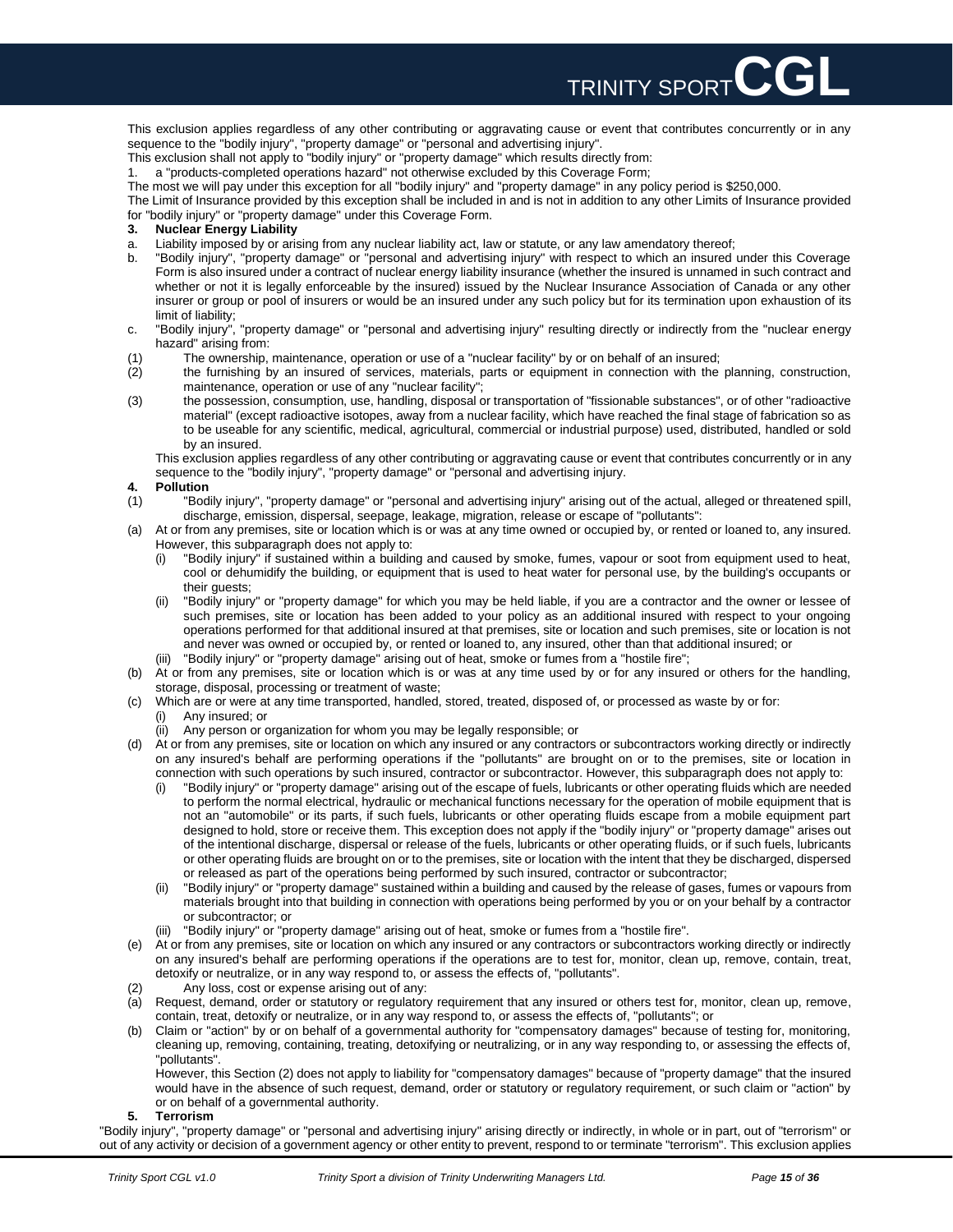This exclusion applies regardless of any other contributing or aggravating cause or event that contributes concurrently or in any sequence to the "bodily injury", "property damage" or "personal and advertising injury".

This exclusion shall not apply to "bodily injury" or "property damage" which results directly from:

1. a "products-completed operations hazard" not otherwise excluded by this Coverage Form;

The most we will pay under this exception for all "bodily injury" and "property damage" in any policy period is $250,000.

The Limit of Insurance provided by this exception shall be included in and is not in addition to any other Limits of Insurance provided for "bodily injury" or "property damage" under this Coverage Form.

**3. Nuclear Energy Liability**

a. Liability imposed by or arising from any nuclear liability act, law or statute, or any law amendatory thereof;

b. "Bodily injury", "property damage" or "personal and advertising injury" with respect to which an insured under this Coverage Form is also insured under a contract of nuclear energy liability insurance (whether the insured is unnamed in such contract and whether or not it is legally enforceable by the insured) issued by the Nuclear Insurance Association of Canada or any other insurer or group or pool of insurers or would be an insured under any such policy but for its termination upon exhaustion of its limit of liability;

c. "Bodily injury", "property damage" or "personal and advertising injury" resulting directly or indirectly from the "nuclear energy hazard" arising from:

(1) The ownership, maintenance, operation or use of a "nuclear facility" by or on behalf of an insured;

(2) the furnishing by an insured of services, materials, parts or equipment in connection with the planning, construction, maintenance, operation or use of any "nuclear facility";

(3) the possession, consumption, use, handling, disposal or transportation of "fissionable substances", or of other "radioactive material" (except radioactive isotopes, away from a nuclear facility, which have reached the final stage of fabrication so as to be useable for any scientific, medical, agricultural, commercial or industrial purpose) used, distributed, handled or sold by an insured.

This exclusion applies regardless of any other contributing or aggravating cause or event that contributes concurrently or in any sequence to the "bodily injury", "property damage" or "personal and advertising injury.

**4. Pollution**

(1) "Bodily injury", "property damage" or "personal and advertising injury" arising out of the actual, alleged or threatened spill, discharge, emission, dispersal, seepage, leakage, migration, release or escape of "pollutants":

(a) At or from any premises, site or location which is or was at any time owned or occupied by, or rented or loaned to, any insured. However, this subparagraph does not apply to:

(i) "Bodily injury" if sustained within a building and caused by smoke, fumes, vapour or soot from equipment used to heat, cool or dehumidify the building, or equipment that is used to heat water for personal use, by the building's occupants or their guests;

(ii) "Bodily injury" or "property damage" for which you may be held liable, if you are a contractor and the owner or lessee of such premises, site or location has been added to your policy as an additional insured with respect to your ongoing operations performed for that additional insured at that premises, site or location and such premises, site or location is not and never was owned or occupied by, or rented or loaned to, any insured, other than that additional insured; or

(iii) "Bodily injury" or "property damage" arising out of heat, smoke or fumes from a "hostile fire";

(b) At or from any premises, site or location which is or was at any time used by or for any insured or others for the handling, storage, disposal, processing or treatment of waste;

(c) Which are or were at any time transported, handled, stored, treated, disposed of, or processed as waste by or for:

(i) Any insured; or

(ii) Any person or organization for whom you may be legally responsible; or

(d) At or from any premises, site or location on which any insured or any contractors or subcontractors working directly or indirectly on any insured's behalf are performing operations if the "pollutants" are brought on or to the premises, site or location in connection with such operations by such insured, contractor or subcontractor. However, this subparagraph does not apply to:

(i) "Bodily injury" or "property damage" arising out of the escape of fuels, lubricants or other operating fluids which are needed to perform the normal electrical, hydraulic or mechanical functions necessary for the operation of mobile equipment that is not an "automobile" or its parts, if such fuels, lubricants or other operating fluids escape from a mobile equipment part designed to hold, store or receive them. This exception does not apply if the "bodily injury" or "property damage" arises out of the intentional discharge, dispersal or release of the fuels, lubricants or other operating fluids, or if such fuels, lubricants or other operating fluids are brought on or to the premises, site or location with the intent that they be discharged, dispersed or released as part of the operations being performed by such insured, contractor or subcontractor;

(ii) "Bodily injury" or "property damage" sustained within a building and caused by the release of gases, fumes or vapours from materials brought into that building in connection with operations being performed by you or on your behalf by a contractor or subcontractor; or

(iii) "Bodily injury" or "property damage" arising out of heat, smoke or fumes from a "hostile fire".

(e) At or from any premises, site or location on which any insured or any contractors or subcontractors working directly or indirectly on any insured's behalf are performing operations if the operations are to test for, monitor, clean up, remove, contain, treat, detoxify or neutralize, or in any way respond to, or assess the effects of, "pollutants".

(2) Any loss, cost or expense arising out of any:

(a) Request, demand, order or statutory or regulatory requirement that any insured or others test for, monitor, clean up, remove, contain, treat, detoxify or neutralize, or in any way respond to, or assess the effects of, "pollutants"; or

(b) Claim or "action" by or on behalf of a governmental authority for "compensatory damages" because of testing for, monitoring, cleaning up, removing, containing, treating, detoxifying or neutralizing, or in any way responding to, or assessing the effects of, "pollutants".

However, this Section (2) does not apply to liability for "compensatory damages" because of "property damage" that the insured would have in the absence of such request, demand, order or statutory or regulatory requirement, or such claim or "action" by or on behalf of a governmental authority.

**5. Terrorism**

"Bodily injury", "property damage" or "personal and advertising injury" arising directly or indirectly, in whole or in part, out of "terrorism" or out of any activity or decision of a government agency or other entity to prevent, respond to or terminate "terrorism". This exclusion applies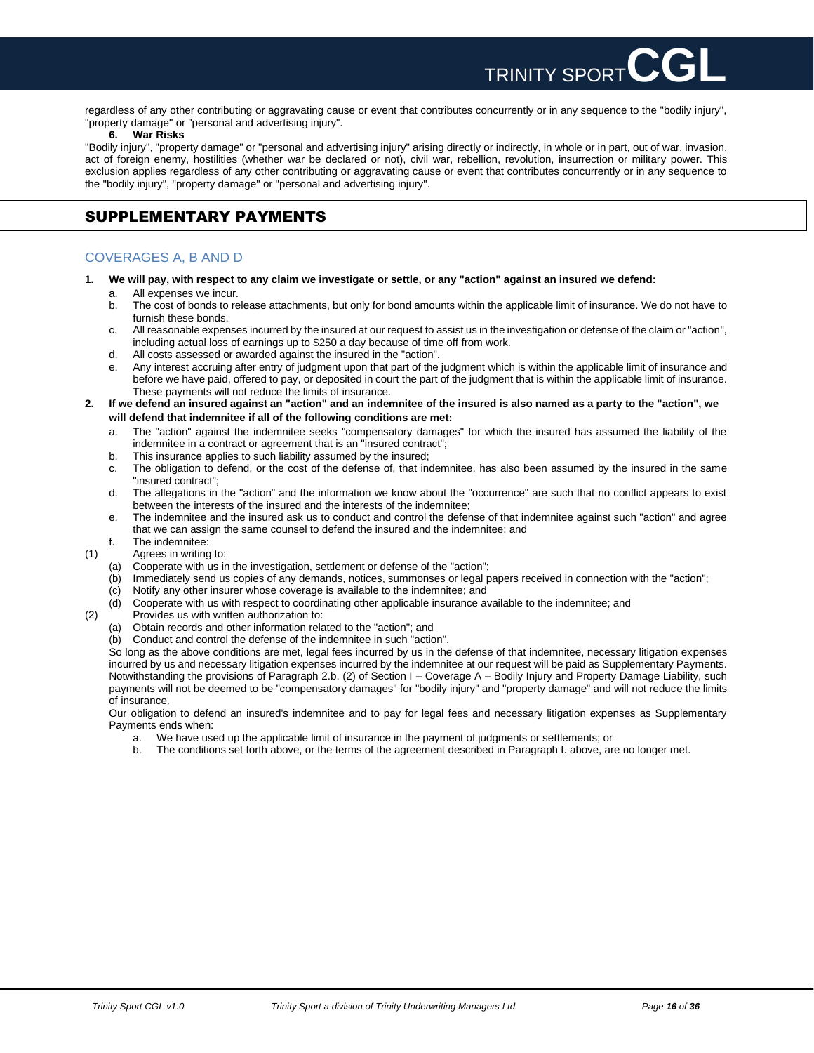regardless of any other contributing or aggravating cause or event that contributes concurrently or in any sequence to the "bodily injury", "property damage" or "personal and advertising injury".

**6. War Risks**

"Bodily injury", "property damage" or "personal and advertising injury" arising directly or indirectly, in whole or in part, out of war, invasion, act of foreign enemy, hostilities (whether war be declared or not), civil war, rebellion, revolution, insurrection or military power. This exclusion applies regardless of any other contributing or aggravating cause or event that contributes concurrently or in any sequence to the "bodily injury", "property damage" or "personal and advertising injury".

## SUPPLEMENTARY PAYMENTS

### COVERAGES A, B AND D

**1. We will pay, with respect to any claim we investigate or settle, or any "action" against an insured we defend:**

a. All expenses we incur.

b. The cost of bonds to release attachments, but only for bond amounts within the applicable limit of insurance. We do not have to furnish these bonds.

c. All reasonable expenses incurred by the insured at our request to assist us in the investigation or defense of the claim or "action", including actual loss of earnings up to $250 a day because of time off from work.

d. All costs assessed or awarded against the insured in the "action".

e. Any interest accruing after entry of judgment upon that part of the judgment which is within the applicable limit of insurance and before we have paid, offered to pay, or deposited in court the part of the judgment that is within the applicable limit of insurance. These payments will not reduce the limits of insurance.

**2. If we defend an insured against an "action" and an indemnitee of the insured is also named as a party to the "action", we will defend that indemnitee if all of the following conditions are met:**

a. The "action" against the indemnitee seeks "compensatory damages" for which the insured has assumed the liability of the indemnitee in a contract or agreement that is an "insured contract";

b. This insurance applies to such liability assumed by the insured;

c. The obligation to defend, or the cost of the defense of, that indemnitee, has also been assumed by the insured in the same "insured contract";

d. The allegations in the "action" and the information we know about the "occurrence" are such that no conflict appears to exist between the interests of the insured and the interests of the indemnitee;

e. The indemnitee and the insured ask us to conduct and control the defense of that indemnitee against such "action" and agree that we can assign the same counsel to defend the insured and the indemnitee; and

f. The indemnitee:

(1) Agrees in writing to:

(a) Cooperate with us in the investigation, settlement or defense of the "action";

(b) Immediately send us copies of any demands, notices, summonses or legal papers received in connection with the "action";

(c) Notify any other insurer whose coverage is available to the indemnitee; and

(d) Cooperate with us with respect to coordinating other applicable insurance available to the indemnitee; and

(2) Provides us with written authorization to:

(a) Obtain records and other information related to the "action"; and

(b) Conduct and control the defense of the indemnitee in such "action".

So long as the above conditions are met, legal fees incurred by us in the defense of that indemnitee, necessary litigation expenses incurred by us and necessary litigation expenses incurred by the indemnitee at our request will be paid as Supplementary Payments. Notwithstanding the provisions of Paragraph 2.b. (2) of Section I – Coverage A – Bodily Injury and Property Damage Liability, such payments will not be deemed to be "compensatory damages" for "bodily injury" and "property damage" and will not reduce the limits of insurance.

Our obligation to defend an insured's indemnitee and to pay for legal fees and necessary litigation expenses as Supplementary Payments ends when:

a. We have used up the applicable limit of insurance in the payment of judgments or settlements; or

b. The conditions set forth above, or the terms of the agreement described in Paragraph f. above, are no longer met.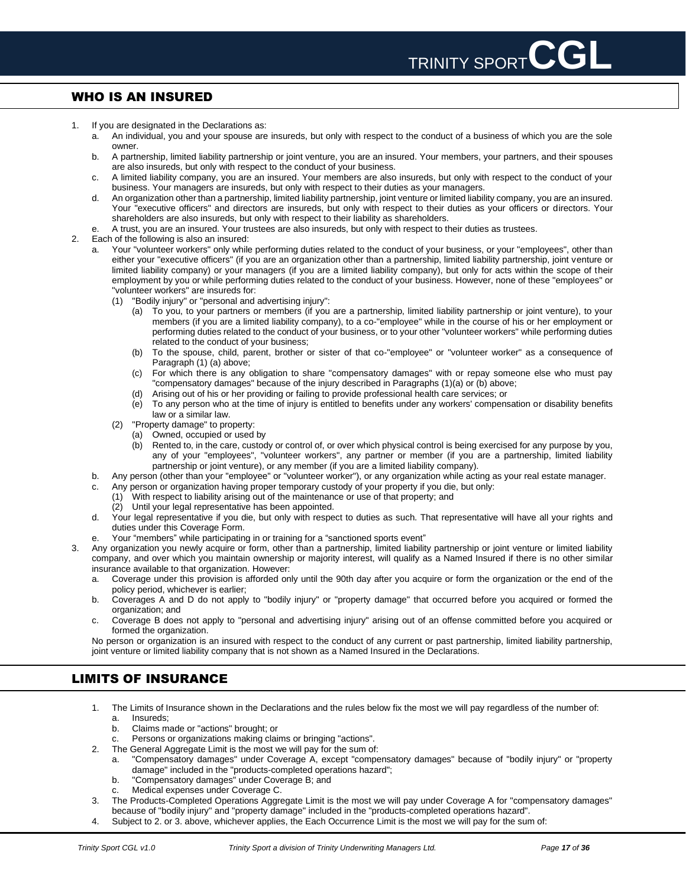## WHO IS AN INSURED

1. If you are designated in the Declarations as:
   a. An individual, you and your spouse are insureds, but only with respect to the conduct of a business of which you are the sole owner.
   b. A partnership, limited liability partnership or joint venture, you are an insured. Your members, your partners, and their spouses are also insureds, but only with respect to the conduct of your business.
   c. A limited liability company, you are an insured. Your members are also insureds, but only with respect to the conduct of your business. Your managers are insureds, but only with respect to their duties as your managers.
   d. An organization other than a partnership, limited liability partnership, joint venture or limited liability company, you are an insured. Your "executive officers" and directors are insureds, but only with respect to their duties as your officers or directors. Your shareholders are also insureds, but only with respect to their liability as shareholders.
   e. A trust, you are an insured. Your trustees are also insureds, but only with respect to their duties as trustees.
2. Each of the following is also an insured:
   a. Your "volunteer workers" only while performing duties related to the conduct of your business, or your "employees", other than either your "executive officers" (if you are an organization other than a partnership, limited liability partnership, joint venture or limited liability company) or your managers (if you are a limited liability company), but only for acts within the scope of their employment by you or while performing duties related to the conduct of your business. However, none of these "employees" or "volunteer workers" are insureds for:
      (1) "Bodily injury" or "personal and advertising injury":
         (a) To you, to your partners or members (if you are a partnership, limited liability partnership or joint venture), to your members (if you are a limited liability company), to a co-"employee" while in the course of his or her employment or performing duties related to the conduct of your business, or to your other "volunteer workers" while performing duties related to the conduct of your business;
         (b) To the spouse, child, parent, brother or sister of that co-"employee" or "volunteer worker" as a consequence of Paragraph (1) (a) above;
         (c) For which there is any obligation to share "compensatory damages" with or repay someone else who must pay "compensatory damages" because of the injury described in Paragraphs (1)(a) or (b) above;
         (d) Arising out of his or her providing or failing to provide professional health care services; or
         (e) To any person who at the time of injury is entitled to benefits under any workers' compensation or disability benefits law or a similar law.
      (2) "Property damage" to property:
         (a) Owned, occupied or used by
         (b) Rented to, in the care, custody or control of, or over which physical control is being exercised for any purpose by you, any of your "employees", "volunteer workers", any partner or member (if you are a partnership, limited liability partnership or joint venture), or any member (if you are a limited liability company).
   b. Any person (other than your "employee" or "volunteer worker"), or any organization while acting as your real estate manager.
   c. Any person or organization having proper temporary custody of your property if you die, but only:
      (1) With respect to liability arising out of the maintenance or use of that property; and
      (2) Until your legal representative has been appointed.
   d. Your legal representative if you die, but only with respect to duties as such. That representative will have all your rights and duties under this Coverage Form.
   e. Your "members" while participating in or training for a "sanctioned sports event"
3. Any organization you newly acquire or form, other than a partnership, limited liability partnership or joint venture or limited liability company, and over which you maintain ownership or majority interest, will qualify as a Named Insured if there is no other similar insurance available to that organization. However:
   a. Coverage under this provision is afforded only until the 90th day after you acquire or form the organization or the end of the policy period, whichever is earlier;
   b. Coverages A and D do not apply to "bodily injury" or "property damage" that occurred before you acquired or formed the organization; and
   c. Coverage B does not apply to "personal and advertising injury" arising out of an offense committed before you acquired or formed the organization.

No person or organization is an insured with respect to the conduct of any current or past partnership, limited liability partnership, joint venture or limited liability company that is not shown as a Named Insured in the Declarations.

## LIMITS OF INSURANCE

1. The Limits of Insurance shown in the Declarations and the rules below fix the most we will pay regardless of the number of:
   a. Insureds;
   b. Claims made or "actions" brought; or
   c. Persons or organizations making claims or bringing "actions".
2. The General Aggregate Limit is the most we will pay for the sum of:
   a. "Compensatory damages" under Coverage A, except "compensatory damages" because of "bodily injury" or "property damage" included in the "products-completed operations hazard";
   b. "Compensatory damages" under Coverage B; and
   c. Medical expenses under Coverage C.
3. The Products-Completed Operations Aggregate Limit is the most we will pay under Coverage A for "compensatory damages" because of "bodily injury" and "property damage" included in the "products-completed operations hazard".
4. Subject to 2. or 3. above, whichever applies, the Each Occurrence Limit is the most we will pay for the sum of: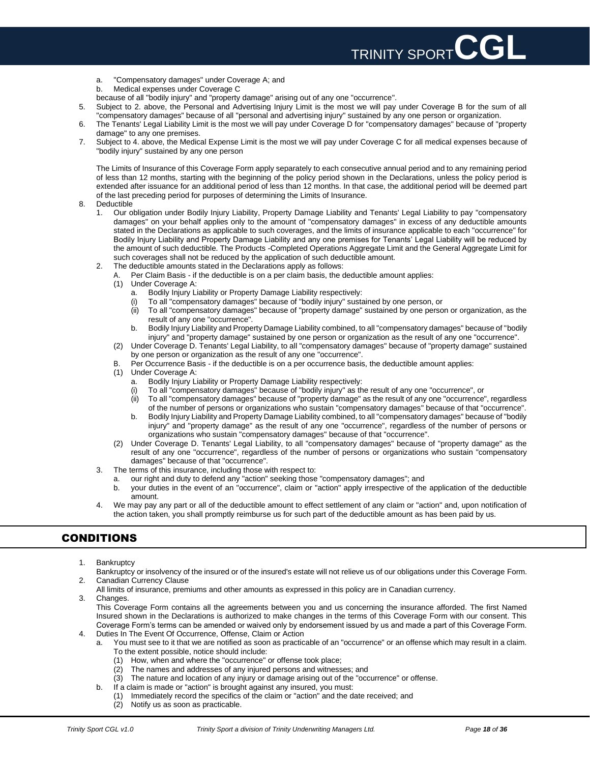a. "Compensatory damages" under Coverage A; and
b. Medical expenses under Coverage C

because of all "bodily injury" and "property damage" arising out of any one "occurrence".

5. Subject to 2. above, the Personal and Advertising Injury Limit is the most we will pay under Coverage B for the sum of all "compensatory damages" because of all "personal and advertising injury" sustained by any one person or organization.
6. The Tenants' Legal Liability Limit is the most we will pay under Coverage D for "compensatory damages" because of "property damage" to any one premises.
7. Subject to 4. above, the Medical Expense Limit is the most we will pay under Coverage C for all medical expenses because of "bodily injury" sustained by any one person

   The Limits of Insurance of this Coverage Form apply separately to each consecutive annual period and to any remaining period of less than 12 months, starting with the beginning of the policy period shown in the Declarations, unless the policy period is extended after issuance for an additional period of less than 12 months. In that case, the additional period will be deemed part of the last preceding period for purposes of determining the Limits of Insurance.

8. Deductible
   1. Our obligation under Bodily Injury Liability, Property Damage Liability and Tenants' Legal Liability to pay "compensatory damages" on your behalf applies only to the amount of "compensatory damages" in excess of any deductible amounts stated in the Declarations as applicable to such coverages, and the limits of insurance applicable to each "occurrence" for Bodily Injury Liability and Property Damage Liability and any one premises for Tenants' Legal Liability will be reduced by the amount of such deductible. The Products -Completed Operations Aggregate Limit and the General Aggregate Limit for such coverages shall not be reduced by the application of such deductible amount.
   2. The deductible amounts stated in the Declarations apply as follows:
      A. Per Claim Basis - if the deductible is on a per claim basis, the deductible amount applies:
      (1) Under Coverage A:
         a. Bodily Injury Liability or Property Damage Liability respectively:
         (i) To all "compensatory damages" because of "bodily injury" sustained by one person, or
         (ii) To all "compensatory damages" because of "property damage" sustained by one person or organization, as the result of any one "occurrence".
         b. Bodily Injury Liability and Property Damage Liability combined, to all "compensatory damages" because of "bodily injury" and "property damage" sustained by one person or organization as the result of any one "occurrence".
      (2) Under Coverage D. Tenants' Legal Liability, to all "compensatory damages" because of "property damage" sustained by one person or organization as the result of any one "occurrence".
      B. Per Occurrence Basis - if the deductible is on a per occurrence basis, the deductible amount applies:
      (1) Under Coverage A:
         a. Bodily Injury Liability or Property Damage Liability respectively:
         (i) To all "compensatory damages" because of "bodily injury" as the result of any one "occurrence", or
         (ii) To all "compensatory damages" because of "property damage" as the result of any one "occurrence", regardless of the number of persons or organizations who sustain "compensatory damages" because of that "occurrence".
         b. Bodily Injury Liability and Property Damage Liability combined, to all "compensatory damages" because of "bodily injury" and "property damage" as the result of any one "occurrence", regardless of the number of persons or organizations who sustain "compensatory damages" because of that "occurrence".
      (2) Under Coverage D. Tenants' Legal Liability, to all "compensatory damages" because of "property damage" as the result of any one "occurrence", regardless of the number of persons or organizations who sustain "compensatory damages" because of that "occurrence".
   3. The terms of this insurance, including those with respect to:
      a. our right and duty to defend any "action" seeking those "compensatory damages"; and
      b. your duties in the event of an "occurrence", claim or "action" apply irrespective of the application of the deductible amount.
   4. We may pay any part or all of the deductible amount to effect settlement of any claim or "action" and, upon notification of the action taken, you shall promptly reimburse us for such part of the deductible amount as has been paid by us.

## CONDITIONS

1. Bankruptcy

   Bankruptcy or insolvency of the insured or of the insured's estate will not relieve us of our obligations under this Coverage Form.
2. Canadian Currency Clause

   All limits of insurance, premiums and other amounts as expressed in this policy are in Canadian currency.
3. Changes.

   This Coverage Form contains all the agreements between you and us concerning the insurance afforded. The first Named Insured shown in the Declarations is authorized to make changes in the terms of this Coverage Form with our consent. This Coverage Form's terms can be amended or waived only by endorsement issued by us and made a part of this Coverage Form.
4. Duties In The Event Of Occurrence, Offense, Claim or Action
   a. You must see to it that we are notified as soon as practicable of an "occurrence" or an offense which may result in a claim. To the extent possible, notice should include:
      (1) How, when and where the "occurrence" or offense took place;
      (2) The names and addresses of any injured persons and witnesses; and
      (3) The nature and location of any injury or damage arising out of the "occurrence" or offense.
   b. If a claim is made or "action" is brought against any insured, you must:
      (1) Immediately record the specifics of the claim or "action" and the date received; and
      (2) Notify us as soon as practicable.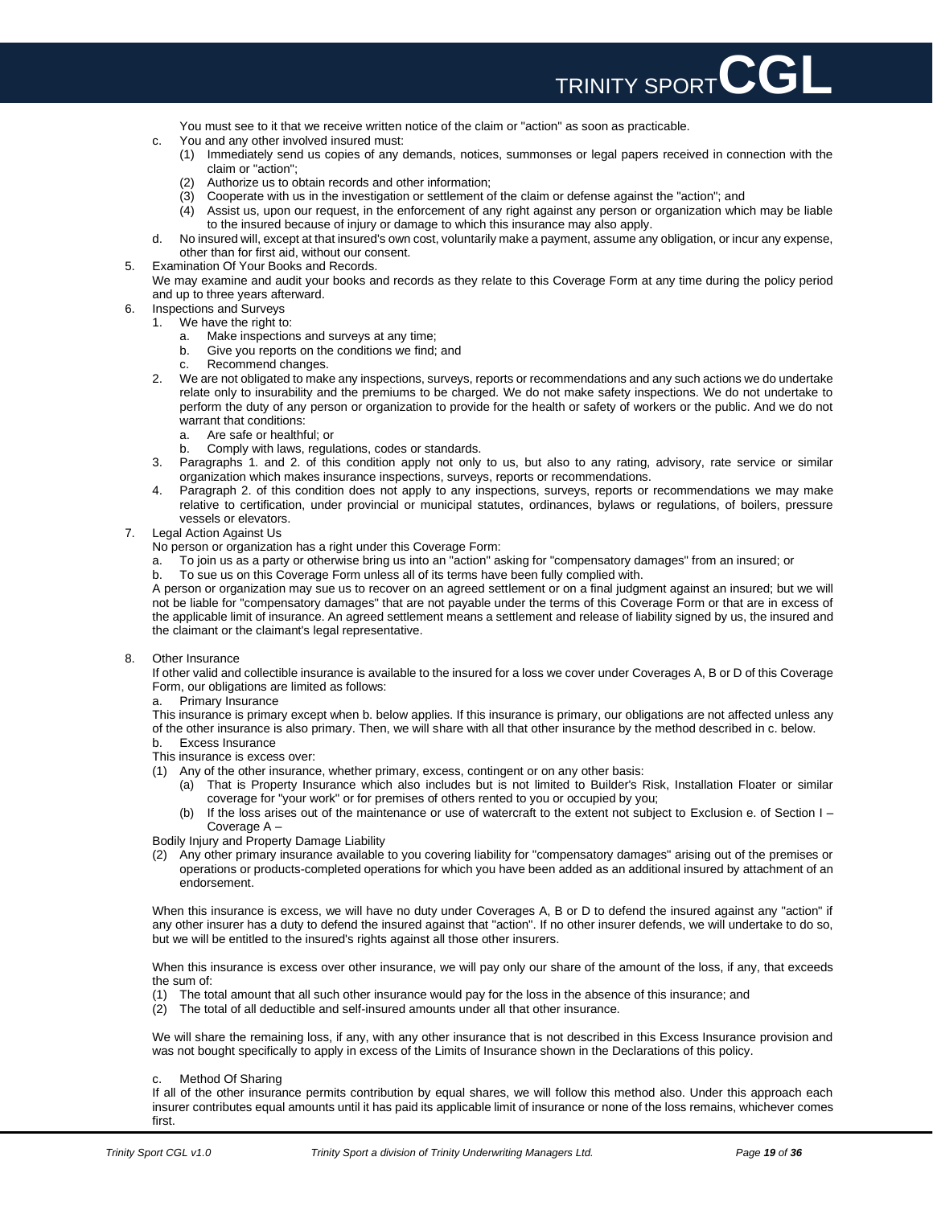You must see to it that we receive written notice of the claim or "action" as soon as practicable.

c. You and any other involved insured must:
   (1) Immediately send us copies of any demands, notices, summonses or legal papers received in connection with the claim or "action";
   (2) Authorize us to obtain records and other information;
   (3) Cooperate with us in the investigation or settlement of the claim or defense against the "action"; and
   (4) Assist us, upon our request, in the enforcement of any right against any person or organization which may be liable to the insured because of injury or damage to which this insurance may also apply.
d. No insured will, except at that insured's own cost, voluntarily make a payment, assume any obligation, or incur any expense, other than for first aid, without our consent.

5. Examination Of Your Books and Records.
   We may examine and audit your books and records as they relate to this Coverage Form at any time during the policy period and up to three years afterward.
6. Inspections and Surveys
   1. We have the right to:
      a. Make inspections and surveys at any time;
      b. Give you reports on the conditions we find; and
      c. Recommend changes.
   2. We are not obligated to make any inspections, surveys, reports or recommendations and any such actions we do undertake relate only to insurability and the premiums to be charged. We do not make safety inspections. We do not undertake to perform the duty of any person or organization to provide for the health or safety of workers or the public. And we do not warrant that conditions:
      a. Are safe or healthful; or
      b. Comply with laws, regulations, codes or standards.
   3. Paragraphs 1. and 2. of this condition apply not only to us, but also to any rating, advisory, rate service or similar organization which makes insurance inspections, surveys, reports or recommendations.
   4. Paragraph 2. of this condition does not apply to any inspections, surveys, reports or recommendations we may make relative to certification, under provincial or municipal statutes, ordinances, bylaws or regulations, of boilers, pressure vessels or elevators.
7. Legal Action Against Us
   No person or organization has a right under this Coverage Form:
   a. To join us as a party or otherwise bring us into an "action" asking for "compensatory damages" from an insured; or
   b. To sue us on this Coverage Form unless all of its terms have been fully complied with.

   A person or organization may sue us to recover on an agreed settlement or on a final judgment against an insured; but we will not be liable for "compensatory damages" that are not payable under the terms of this Coverage Form or that are in excess of the applicable limit of insurance. An agreed settlement means a settlement and release of liability signed by us, the insured and the claimant or the claimant's legal representative.

8. Other Insurance
   If other valid and collectible insurance is available to the insured for a loss we cover under Coverages A, B or D of this Coverage Form, our obligations are limited as follows:
   a. Primary Insurance
   This insurance is primary except when b. below applies. If this insurance is primary, our obligations are not affected unless any of the other insurance is also primary. Then, we will share with all that other insurance by the method described in c. below.
   b. Excess Insurance
   This insurance is excess over:
   (1) Any of the other insurance, whether primary, excess, contingent or on any other basis:
      (a) That is Property Insurance which also includes but is not limited to Builder's Risk, Installation Floater or similar coverage for "your work" or for premises of others rented to you or occupied by you;
      (b) If the loss arises out of the maintenance or use of watercraft to the extent not subject to Exclusion e. of Section I – Coverage A –
   Bodily Injury and Property Damage Liability
   (2) Any other primary insurance available to you covering liability for "compensatory damages" arising out of the premises or operations or products-completed operations for which you have been added as an additional insured by attachment of an endorsement.

   When this insurance is excess, we will have no duty under Coverages A, B or D to defend the insured against any "action" if any other insurer has a duty to defend the insured against that "action". If no other insurer defends, we will undertake to do so, but we will be entitled to the insured's rights against all those other insurers.

   When this insurance is excess over other insurance, we will pay only our share of the amount of the loss, if any, that exceeds the sum of:
   (1) The total amount that all such other insurance would pay for the loss in the absence of this insurance; and
   (2) The total of all deductible and self-insured amounts under all that other insurance.

   We will share the remaining loss, if any, with any other insurance that is not described in this Excess Insurance provision and was not bought specifically to apply in excess of the Limits of Insurance shown in the Declarations of this policy.

   c. Method Of Sharing
   If all of the other insurance permits contribution by equal shares, we will follow this method also. Under this approach each insurer contributes equal amounts until it has paid its applicable limit of insurance or none of the loss remains, whichever comes first.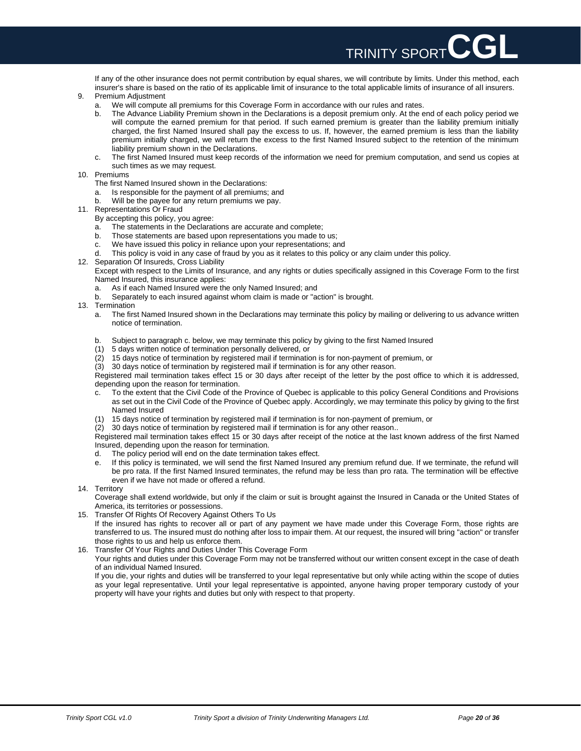If any of the other insurance does not permit contribution by equal shares, we will contribute by limits. Under this method, each insurer's share is based on the ratio of its applicable limit of insurance to the total applicable limits of insurance of all insurers.

9. Premium Adjustment
   a. We will compute all premiums for this Coverage Form in accordance with our rules and rates.
   b. The Advance Liability Premium shown in the Declarations is a deposit premium only. At the end of each policy period we will compute the earned premium for that period. If such earned premium is greater than the liability premium initially charged, the first Named Insured shall pay the excess to us. If, however, the earned premium is less than the liability premium initially charged, we will return the excess to the first Named Insured subject to the retention of the minimum liability premium shown in the Declarations.
   c. The first Named Insured must keep records of the information we need for premium computation, and send us copies at such times as we may request.
10. Premiums

    The first Named Insured shown in the Declarations:
    a. Is responsible for the payment of all premiums; and
    b. Will be the payee for any return premiums we pay.
11. Representations Or Fraud

    By accepting this policy, you agree:
    a. The statements in the Declarations are accurate and complete;
    b. Those statements are based upon representations you made to us;
    c. We have issued this policy in reliance upon your representations; and
    d. This policy is void in any case of fraud by you as it relates to this policy or any claim under this policy.
12. Separation Of Insureds, Cross Liability

    Except with respect to the Limits of Insurance, and any rights or duties specifically assigned in this Coverage Form to the first Named Insured, this insurance applies:
    a. As if each Named Insured were the only Named Insured; and
    b. Separately to each insured against whom claim is made or "action" is brought.
13. Termination
    a. The first Named Insured shown in the Declarations may terminate this policy by mailing or delivering to us advance written notice of termination.

    b. Subject to paragraph c. below, we may terminate this policy by giving to the first Named Insured

    (1) 5 days written notice of termination personally delivered, or

    (2) 15 days notice of termination by registered mail if termination is for non-payment of premium, or

    (3) 30 days notice of termination by registered mail if termination is for any other reason.

    Registered mail termination takes effect 15 or 30 days after receipt of the letter by the post office to which it is addressed, depending upon the reason for termination.

    c. To the extent that the Civil Code of the Province of Quebec is applicable to this policy General Conditions and Provisions as set out in the Civil Code of the Province of Quebec apply. Accordingly, we may terminate this policy by giving to the first Named Insured

    (1) 15 days notice of termination by registered mail if termination is for non-payment of premium, or

    (2) 30 days notice of termination by registered mail if termination is for any other reason..

    Registered mail termination takes effect 15 or 30 days after receipt of the notice at the last known address of the first Named Insured, depending upon the reason for termination.

    d. The policy period will end on the date termination takes effect.

    e. If this policy is terminated, we will send the first Named Insured any premium refund due. If we terminate, the refund will be pro rata. If the first Named Insured terminates, the refund may be less than pro rata. The termination will be effective even if we have not made or offered a refund.
14. Territory

    Coverage shall extend worldwide, but only if the claim or suit is brought against the Insured in Canada or the United States of America, its territories or possessions.
15. Transfer Of Rights Of Recovery Against Others To Us

    If the insured has rights to recover all or part of any payment we have made under this Coverage Form, those rights are transferred to us. The insured must do nothing after loss to impair them. At our request, the insured will bring "action" or transfer those rights to us and help us enforce them.
16. Transfer Of Your Rights and Duties Under This Coverage Form

    Your rights and duties under this Coverage Form may not be transferred without our written consent except in the case of death of an individual Named Insured.

    If you die, your rights and duties will be transferred to your legal representative but only while acting within the scope of duties as your legal representative. Until your legal representative is appointed, anyone having proper temporary custody of your property will have your rights and duties but only with respect to that property.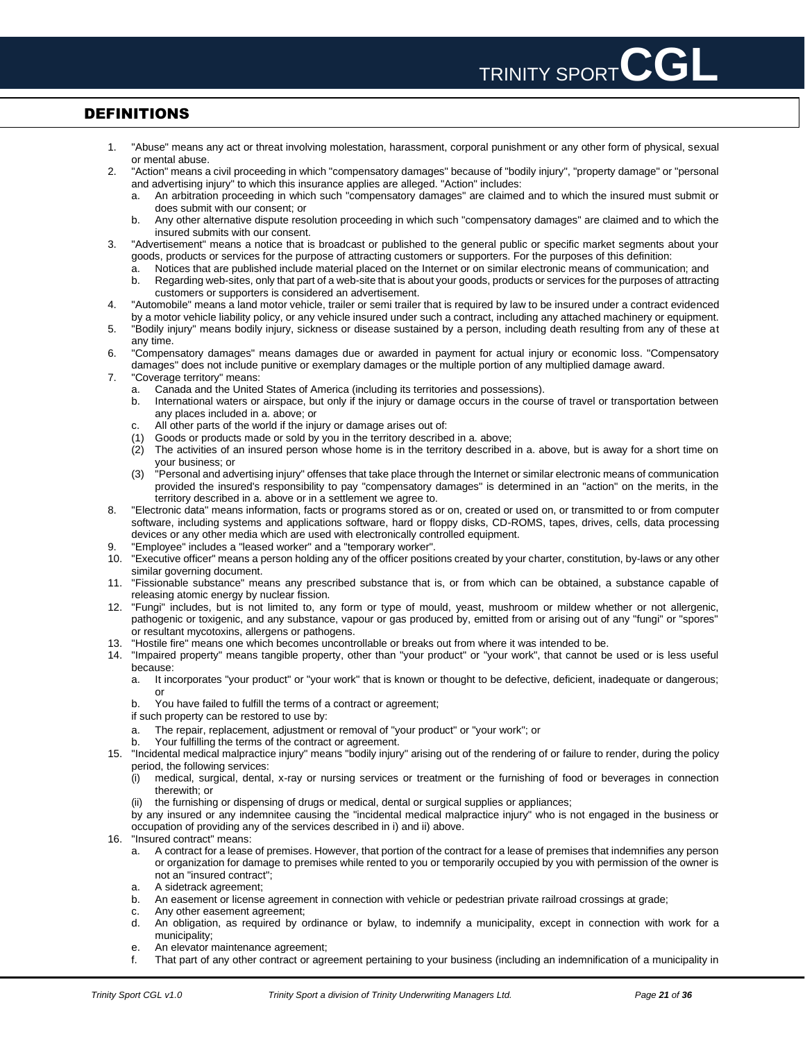## DEFINITIONS

1. "Abuse" means any act or threat involving molestation, harassment, corporal punishment or any other form of physical, sexual or mental abuse.
2. "Action" means a civil proceeding in which "compensatory damages" because of "bodily injury", "property damage" or "personal and advertising injury" to which this insurance applies are alleged. "Action" includes:
   a. An arbitration proceeding in which such "compensatory damages" are claimed and to which the insured must submit or does submit with our consent; or
   b. Any other alternative dispute resolution proceeding in which such "compensatory damages" are claimed and to which the insured submits with our consent.
3. "Advertisement" means a notice that is broadcast or published to the general public or specific market segments about your goods, products or services for the purpose of attracting customers or supporters. For the purposes of this definition:
   a. Notices that are published include material placed on the Internet or on similar electronic means of communication; and
   b. Regarding web-sites, only that part of a web-site that is about your goods, products or services for the purposes of attracting customers or supporters is considered an advertisement.
4. "Automobile" means a land motor vehicle, trailer or semi trailer that is required by law to be insured under a contract evidenced by a motor vehicle liability policy, or any vehicle insured under such a contract, including any attached machinery or equipment.
5. "Bodily injury" means bodily injury, sickness or disease sustained by a person, including death resulting from any of these at any time.
6. "Compensatory damages" means damages due or awarded in payment for actual injury or economic loss. "Compensatory damages" does not include punitive or exemplary damages or the multiple portion of any multiplied damage award.
7. "Coverage territory" means:
   a. Canada and the United States of America (including its territories and possessions).
   b. International waters or airspace, but only if the injury or damage occurs in the course of travel or transportation between any places included in a. above; or
   c. All other parts of the world if the injury or damage arises out of:
   (1) Goods or products made or sold by you in the territory described in a. above;
   (2) The activities of an insured person whose home is in the territory described in a. above, but is away for a short time on your business; or
   (3) "Personal and advertising injury" offenses that take place through the Internet or similar electronic means of communication provided the insured's responsibility to pay "compensatory damages" is determined in an "action" on the merits, in the territory described in a. above or in a settlement we agree to.
8. "Electronic data" means information, facts or programs stored as or on, created or used on, or transmitted to or from computer software, including systems and applications software, hard or floppy disks, CD-ROMS, tapes, drives, cells, data processing devices or any other media which are used with electronically controlled equipment.
9. "Employee" includes a "leased worker" and a "temporary worker".
10. "Executive officer" means a person holding any of the officer positions created by your charter, constitution, by-laws or any other similar governing document.
11. "Fissionable substance" means any prescribed substance that is, or from which can be obtained, a substance capable of releasing atomic energy by nuclear fission.
12. "Fungi" includes, but is not limited to, any form or type of mould, yeast, mushroom or mildew whether or not allergenic, pathogenic or toxigenic, and any substance, vapour or gas produced by, emitted from or arising out of any "fungi" or "spores" or resultant mycotoxins, allergens or pathogens.
13. "Hostile fire" means one which becomes uncontrollable or breaks out from where it was intended to be.
14. "Impaired property" means tangible property, other than "your product" or "your work", that cannot be used or is less useful because:
    a. It incorporates "your product" or "your work" that is known or thought to be defective, deficient, inadequate or dangerous; or
    b. You have failed to fulfill the terms of a contract or agreement;

    if such property can be restored to use by:

    a. The repair, replacement, adjustment or removal of "your product" or "your work"; or
    b. Your fulfilling the terms of the contract or agreement.
15. "Incidental medical malpractice injury" means "bodily injury" arising out of the rendering of or failure to render, during the policy period, the following services:
    (i) medical, surgical, dental, x-ray or nursing services or treatment or the furnishing of food or beverages in connection therewith; or
    (ii) the furnishing or dispensing of drugs or medical, dental or surgical supplies or appliances;

    by any insured or any indemnitee causing the "incidental medical malpractice injury" who is not engaged in the business or occupation of providing any of the services described in i) and ii) above.
16. "Insured contract" means:
    a. A contract for a lease of premises. However, that portion of the contract for a lease of premises that indemnifies any person or organization for damage to premises while rented to you or temporarily occupied by you with permission of the owner is not an "insured contract";
    a. A sidetrack agreement;
    b. An easement or license agreement in connection with vehicle or pedestrian private railroad crossings at grade;
    c. Any other easement agreement;
    d. An obligation, as required by ordinance or bylaw, to indemnify a municipality, except in connection with work for a municipality;
    e. An elevator maintenance agreement;
    f. That part of any other contract or agreement pertaining to your business (including an indemnification of a municipality in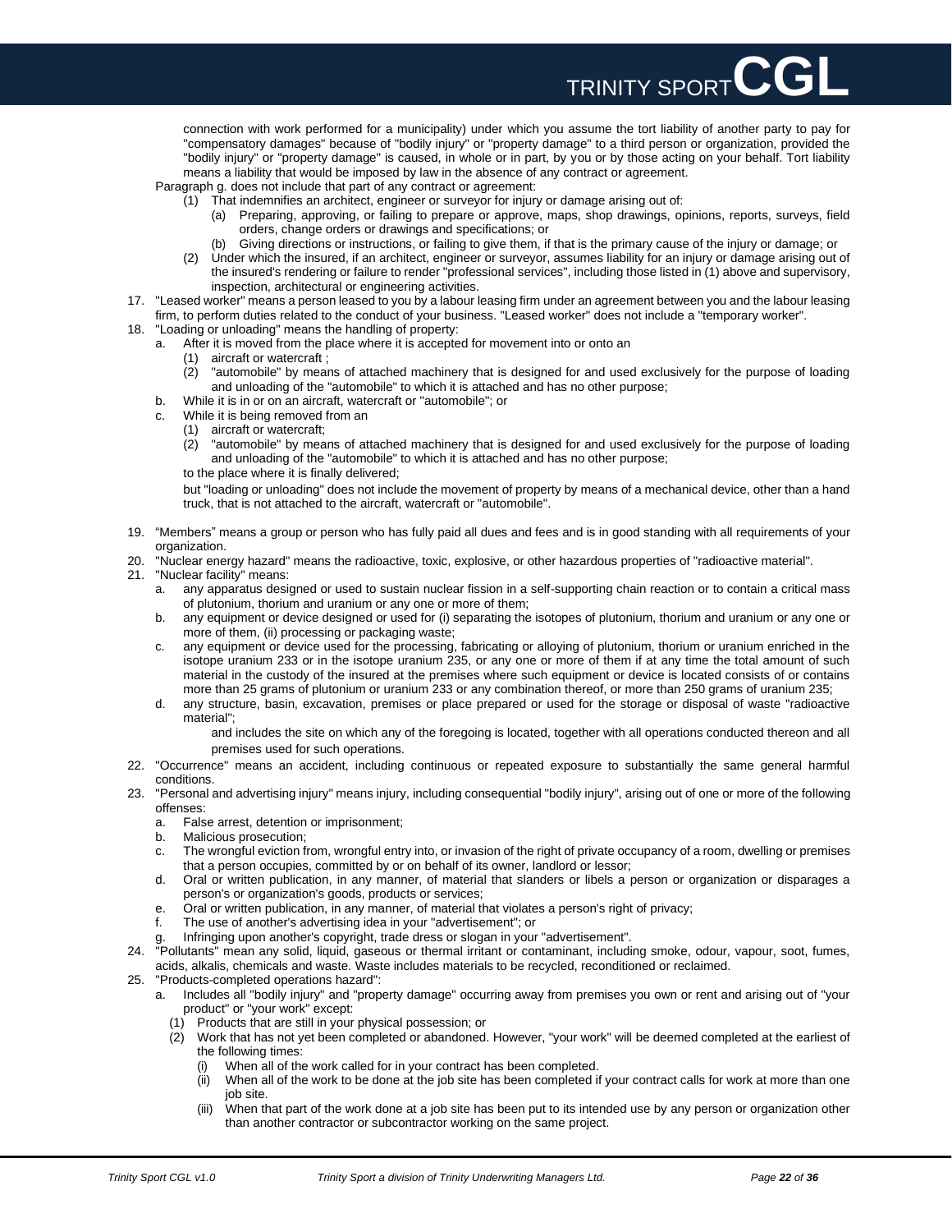connection with work performed for a municipality) under which you assume the tort liability of another party to pay for "compensatory damages" because of "bodily injury" or "property damage" to a third person or organization, provided the "bodily injury" or "property damage" is caused, in whole or in part, by you or by those acting on your behalf. Tort liability means a liability that would be imposed by law in the absence of any contract or agreement.

Paragraph g. does not include that part of any contract or agreement:

(1) That indemnifies an architect, engineer or surveyor for injury or damage arising out of:
   (a) Preparing, approving, or failing to prepare or approve, maps, shop drawings, opinions, reports, surveys, field orders, change orders or drawings and specifications; or
   (b) Giving directions or instructions, or failing to give them, if that is the primary cause of the injury or damage; or

(2) Under which the insured, if an architect, engineer or surveyor, assumes liability for an injury or damage arising out of the insured's rendering or failure to render "professional services", including those listed in (1) above and supervisory, inspection, architectural or engineering activities.

17. "Leased worker" means a person leased to you by a labour leasing firm under an agreement between you and the labour leasing firm, to perform duties related to the conduct of your business. "Leased worker" does not include a "temporary worker".
18. "Loading or unloading" means the handling of property:
    a. After it is moved from the place where it is accepted for movement into or onto an
       (1) aircraft or watercraft ;
       (2) "automobile" by means of attached machinery that is designed for and used exclusively for the purpose of loading and unloading of the "automobile" to which it is attached and has no other purpose;
    b. While it is in or on an aircraft, watercraft or "automobile"; or
    c. While it is being removed from an
       (1) aircraft or watercraft;
       (2) "automobile" by means of attached machinery that is designed for and used exclusively for the purpose of loading and unloading of the "automobile" to which it is attached and has no other purpose;

    to the place where it is finally delivered;

    but "loading or unloading" does not include the movement of property by means of a mechanical device, other than a hand truck, that is not attached to the aircraft, watercraft or "automobile".

19. "Members" means a group or person who has fully paid all dues and fees and is in good standing with all requirements of your organization.
20. "Nuclear energy hazard" means the radioactive, toxic, explosive, or other hazardous properties of "radioactive material".
21. "Nuclear facility" means:
    a. any apparatus designed or used to sustain nuclear fission in a self-supporting chain reaction or to contain a critical mass of plutonium, thorium and uranium or any one or more of them;
    b. any equipment or device designed or used for (i) separating the isotopes of plutonium, thorium and uranium or any one or more of them, (ii) processing or packaging waste;
    c. any equipment or device used for the processing, fabricating or alloying of plutonium, thorium or uranium enriched in the isotope uranium 233 or in the isotope uranium 235, or any one or more of them if at any time the total amount of such material in the custody of the insured at the premises where such equipment or device is located consists of or contains more than 25 grams of plutonium or uranium 233 or any combination thereof, or more than 250 grams of uranium 235;
    d. any structure, basin, excavation, premises or place prepared or used for the storage or disposal of waste "radioactive material";

    and includes the site on which any of the foregoing is located, together with all operations conducted thereon and all premises used for such operations.

22. "Occurrence" means an accident, including continuous or repeated exposure to substantially the same general harmful conditions.
23. "Personal and advertising injury" means injury, including consequential "bodily injury", arising out of one or more of the following offenses:
    a. False arrest, detention or imprisonment;
    b. Malicious prosecution;
    c. The wrongful eviction from, wrongful entry into, or invasion of the right of private occupancy of a room, dwelling or premises that a person occupies, committed by or on behalf of its owner, landlord or lessor;
    d. Oral or written publication, in any manner, of material that slanders or libels a person or organization or disparages a person's or organization's goods, products or services;
    e. Oral or written publication, in any manner, of material that violates a person's right of privacy;
    f. The use of another's advertising idea in your "advertisement"; or
    g. Infringing upon another's copyright, trade dress or slogan in your "advertisement".
24. "Pollutants" mean any solid, liquid, gaseous or thermal irritant or contaminant, including smoke, odour, vapour, soot, fumes, acids, alkalis, chemicals and waste. Waste includes materials to be recycled, reconditioned or reclaimed.
25. "Products-completed operations hazard":
    a. Includes all "bodily injury" and "property damage" occurring away from premises you own or rent and arising out of "your product" or "your work" except:
       (1) Products that are still in your physical possession; or
       (2) Work that has not yet been completed or abandoned. However, "your work" will be deemed completed at the earliest of the following times:
          (i) When all of the work called for in your contract has been completed.
          (ii) When all of the work to be done at the job site has been completed if your contract calls for work at more than one job site.
          (iii) When that part of the work done at a job site has been put to its intended use by any person or organization other than another contractor or subcontractor working on the same project.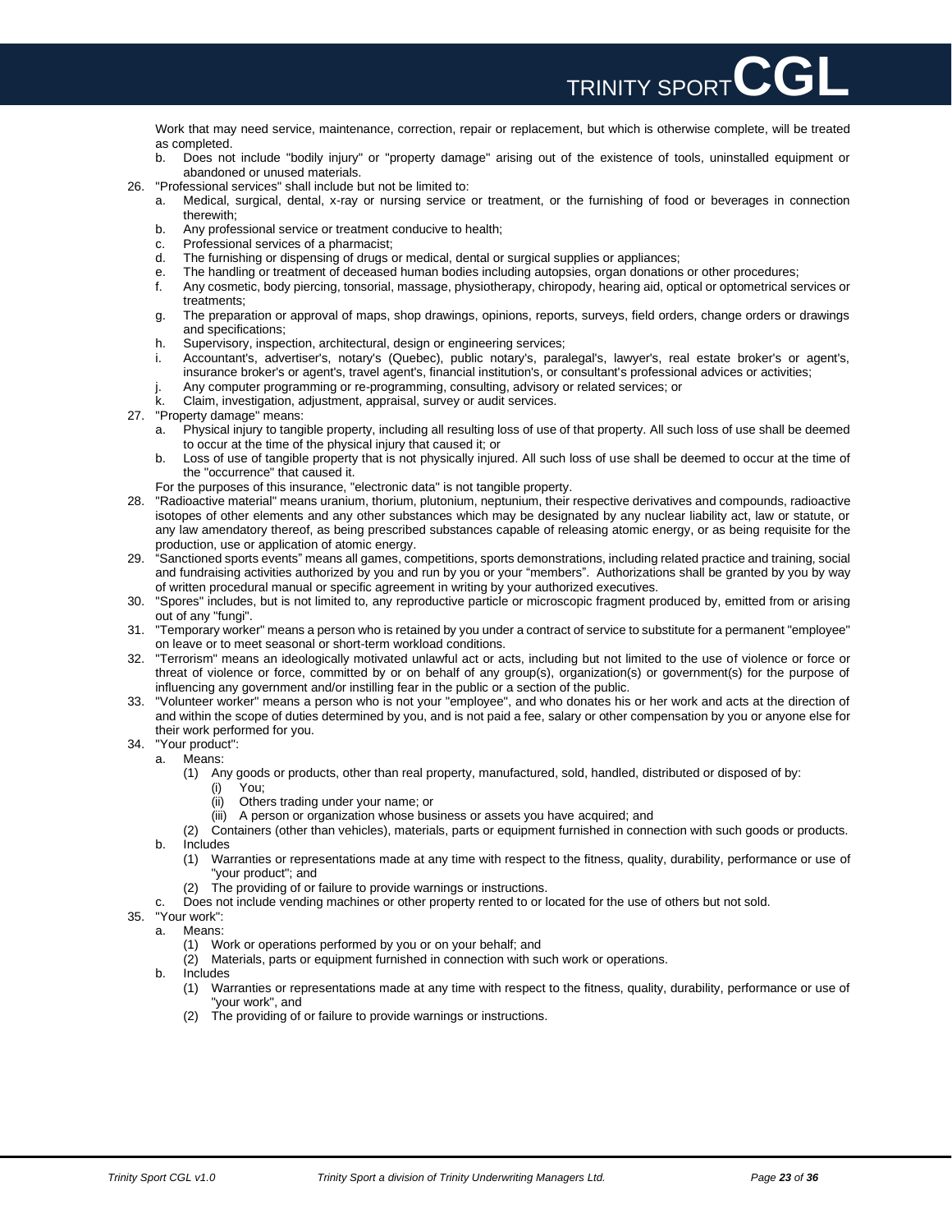Work that may need service, maintenance, correction, repair or replacement, but which is otherwise complete, will be treated as completed.

b. Does not include "bodily injury" or "property damage" arising out of the existence of tools, uninstalled equipment or abandoned or unused materials.

26. "Professional services" shall include but not be limited to:
    a. Medical, surgical, dental, x-ray or nursing service or treatment, or the furnishing of food or beverages in connection therewith;
    b. Any professional service or treatment conducive to health;
    c. Professional services of a pharmacist;
    d. The furnishing or dispensing of drugs or medical, dental or surgical supplies or appliances;
    e. The handling or treatment of deceased human bodies including autopsies, organ donations or other procedures;
    f. Any cosmetic, body piercing, tonsorial, massage, physiotherapy, chiropody, hearing aid, optical or optometrical services or treatments;
    g. The preparation or approval of maps, shop drawings, opinions, reports, surveys, field orders, change orders or drawings and specifications;
    h. Supervisory, inspection, architectural, design or engineering services;
    i. Accountant's, advertiser's, notary's (Quebec), public notary's, paralegal's, lawyer's, real estate broker's or agent's, insurance broker's or agent's, travel agent's, financial institution's, or consultant's professional advices or activities;
    j. Any computer programming or re-programming, consulting, advisory or related services; or
    k. Claim, investigation, adjustment, appraisal, survey or audit services.
27. "Property damage" means:
    a. Physical injury to tangible property, including all resulting loss of use of that property. All such loss of use shall be deemed to occur at the time of the physical injury that caused it; or
    b. Loss of use of tangible property that is not physically injured. All such loss of use shall be deemed to occur at the time of the "occurrence" that caused it.

    For the purposes of this insurance, "electronic data" is not tangible property.
28. "Radioactive material" means uranium, thorium, plutonium, neptunium, their respective derivatives and compounds, radioactive isotopes of other elements and any other substances which may be designated by any nuclear liability act, law or statute, or any law amendatory thereof, as being prescribed substances capable of releasing atomic energy, or as being requisite for the production, use or application of atomic energy.
29. "Sanctioned sports events" means all games, competitions, sports demonstrations, including related practice and training, social and fundraising activities authorized by you and run by you or your "members". Authorizations shall be granted by you by way of written procedural manual or specific agreement in writing by your authorized executives.
30. "Spores" includes, but is not limited to, any reproductive particle or microscopic fragment produced by, emitted from or arising out of any "fungi".
31. "Temporary worker" means a person who is retained by you under a contract of service to substitute for a permanent "employee" on leave or to meet seasonal or short-term workload conditions.
32. "Terrorism" means an ideologically motivated unlawful act or acts, including but not limited to the use of violence or force or threat of violence or force, committed by or on behalf of any group(s), organization(s) or government(s) for the purpose of influencing any government and/or instilling fear in the public or a section of the public.
33. "Volunteer worker" means a person who is not your "employee", and who donates his or her work and acts at the direction of and within the scope of duties determined by you, and is not paid a fee, salary or other compensation by you or anyone else for their work performed for you.
34. "Your product":
    a. Means:
        (1) Any goods or products, other than real property, manufactured, sold, handled, distributed or disposed of by:
            (i) You;
            (ii) Others trading under your name; or
            (iii) A person or organization whose business or assets you have acquired; and
        (2) Containers (other than vehicles), materials, parts or equipment furnished in connection with such goods or products.
    b. Includes
        (1) Warranties or representations made at any time with respect to the fitness, quality, durability, performance or use of "your product"; and
        (2) The providing of or failure to provide warnings or instructions.
    c. Does not include vending machines or other property rented to or located for the use of others but not sold.
35. "Your work":
    a. Means:
        (1) Work or operations performed by you or on your behalf; and
        (2) Materials, parts or equipment furnished in connection with such work or operations.
    b. Includes
        (1) Warranties or representations made at any time with respect to the fitness, quality, durability, performance or use of "your work", and
        (2) The providing of or failure to provide warnings or instructions.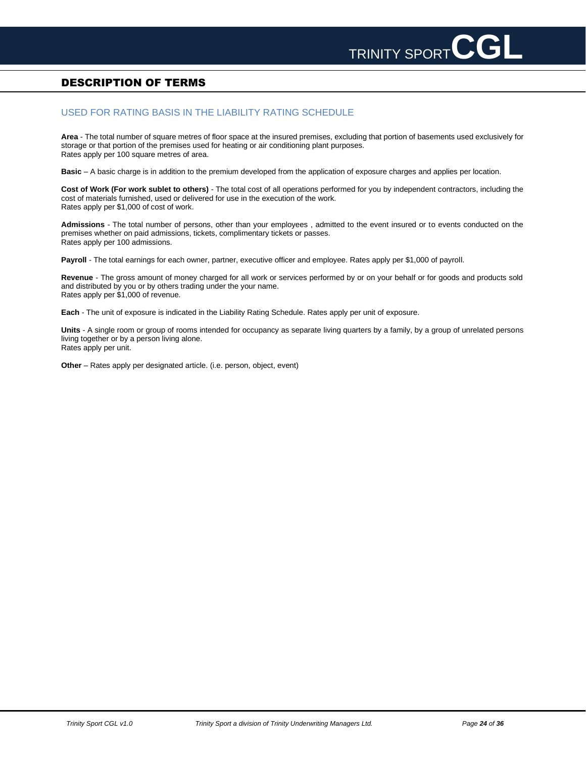## DESCRIPTION OF TERMS

### USED FOR RATING BASIS IN THE LIABILITY RATING SCHEDULE

**Area** - The total number of square metres of floor space at the insured premises, excluding that portion of basements used exclusively for storage or that portion of the premises used for heating or air conditioning plant purposes.
Rates apply per 100 square metres of area.

**Basic** – A basic charge is in addition to the premium developed from the application of exposure charges and applies per location.

**Cost of Work (For work sublet to others)** - The total cost of all operations performed for you by independent contractors, including the cost of materials furnished, used or delivered for use in the execution of the work.
Rates apply per $1,000 of cost of work.

**Admissions** - The total number of persons, other than your employees , admitted to the event insured or to events conducted on the premises whether on paid admissions, tickets, complimentary tickets or passes.
Rates apply per 100 admissions.

**Payroll** - The total earnings for each owner, partner, executive officer and employee. Rates apply per $1,000 of payroll.

**Revenue** - The gross amount of money charged for all work or services performed by or on your behalf or for goods and products sold and distributed by you or by others trading under the your name.
Rates apply per $1,000 of revenue.

**Each** - The unit of exposure is indicated in the Liability Rating Schedule. Rates apply per unit of exposure.

**Units** - A single room or group of rooms intended for occupancy as separate living quarters by a family, by a group of unrelated persons living together or by a person living alone.
Rates apply per unit.

**Other** – Rates apply per designated article. (i.e. person, object, event)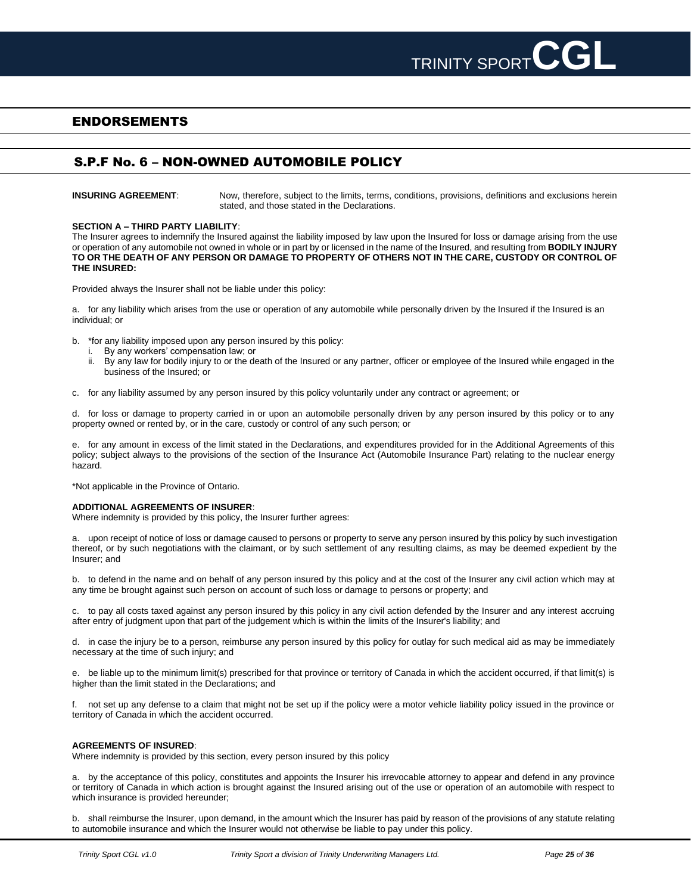## ENDORSEMENTS

## S.P.F No. 6 – NON-OWNED AUTOMOBILE POLICY

**INSURING AGREEMENT**: Now, therefore, subject to the limits, terms, conditions, provisions, definitions and exclusions herein stated, and those stated in the Declarations.

**SECTION A – THIRD PARTY LIABILITY**:

The Insurer agrees to indemnify the Insured against the liability imposed by law upon the Insured for loss or damage arising from the use or operation of any automobile not owned in whole or in part by or licensed in the name of the Insured, and resulting from **BODILY INJURY TO OR THE DEATH OF ANY PERSON OR DAMAGE TO PROPERTY OF OTHERS NOT IN THE CARE, CUSTODY OR CONTROL OF THE INSURED:**

Provided always the Insurer shall not be liable under this policy:

a. for any liability which arises from the use or operation of any automobile while personally driven by the Insured if the Insured is an individual; or

b. *for any liability imposed upon any person insured by this policy:
   i. By any workers' compensation law; or
   ii. By any law for bodily injury to or the death of the Insured or any partner, officer or employee of the Insured while engaged in the business of the Insured; or

c. for any liability assumed by any person insured by this policy voluntarily under any contract or agreement; or

d. for loss or damage to property carried in or upon an automobile personally driven by any person insured by this policy or to any property owned or rented by, or in the care, custody or control of any such person; or

e. for any amount in excess of the limit stated in the Declarations, and expenditures provided for in the Additional Agreements of this policy; subject always to the provisions of the section of the Insurance Act (Automobile Insurance Part) relating to the nuclear energy hazard.

*Not applicable in the Province of Ontario.

**ADDITIONAL AGREEMENTS OF INSURER**:

Where indemnity is provided by this policy, the Insurer further agrees:

a. upon receipt of notice of loss or damage caused to persons or property to serve any person insured by this policy by such investigation thereof, or by such negotiations with the claimant, or by such settlement of any resulting claims, as may be deemed expedient by the Insurer; and

b. to defend in the name and on behalf of any person insured by this policy and at the cost of the Insurer any civil action which may at any time be brought against such person on account of such loss or damage to persons or property; and

c. to pay all costs taxed against any person insured by this policy in any civil action defended by the Insurer and any interest accruing after entry of judgment upon that part of the judgement which is within the limits of the Insurer's liability; and

d. in case the injury be to a person, reimburse any person insured by this policy for outlay for such medical aid as may be immediately necessary at the time of such injury; and

e. be liable up to the minimum limit(s) prescribed for that province or territory of Canada in which the accident occurred, if that limit(s) is higher than the limit stated in the Declarations; and

f. not set up any defense to a claim that might not be set up if the policy were a motor vehicle liability policy issued in the province or territory of Canada in which the accident occurred.

**AGREEMENTS OF INSURED**:

Where indemnity is provided by this section, every person insured by this policy

a. by the acceptance of this policy, constitutes and appoints the Insurer his irrevocable attorney to appear and defend in any province or territory of Canada in which action is brought against the Insured arising out of the use or operation of an automobile with respect to which insurance is provided hereunder;

b. shall reimburse the Insurer, upon demand, in the amount which the Insurer has paid by reason of the provisions of any statute relating to automobile insurance and which the Insurer would not otherwise be liable to pay under this policy.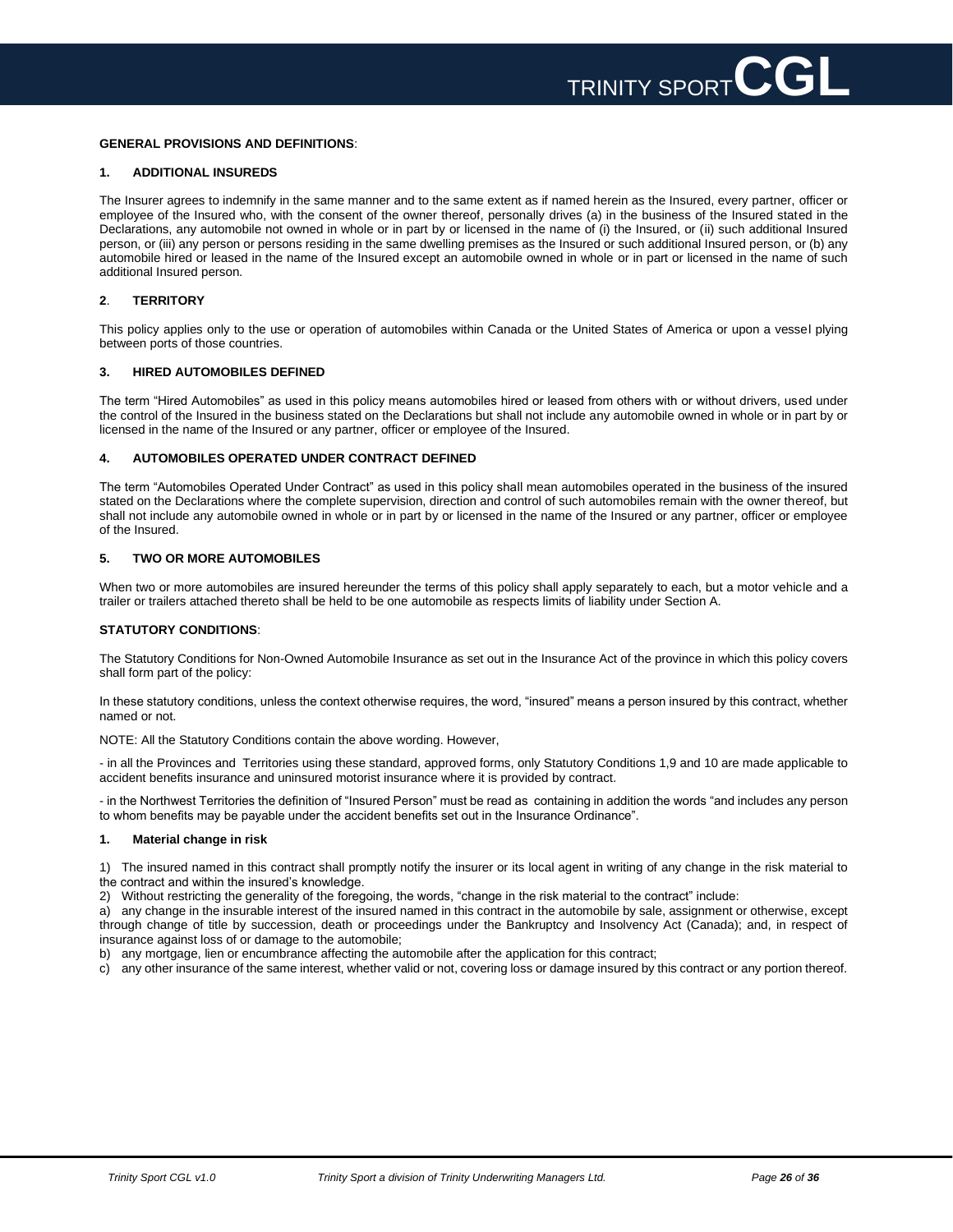**GENERAL PROVISIONS AND DEFINITIONS**:

**1. ADDITIONAL INSUREDS**

The Insurer agrees to indemnify in the same manner and to the same extent as if named herein as the Insured, every partner, officer or employee of the Insured who, with the consent of the owner thereof, personally drives (a) in the business of the Insured stated in the Declarations, any automobile not owned in whole or in part by or licensed in the name of (i) the Insured, or (ii) such additional Insured person, or (iii) any person or persons residing in the same dwelling premises as the Insured or such additional Insured person, or (b) any automobile hired or leased in the name of the Insured except an automobile owned in whole or in part or licensed in the name of such additional Insured person.

**2. TERRITORY**

This policy applies only to the use or operation of automobiles within Canada or the United States of America or upon a vessel plying between ports of those countries.

**3. HIRED AUTOMOBILES DEFINED**

The term "Hired Automobiles" as used in this policy means automobiles hired or leased from others with or without drivers, used under the control of the Insured in the business stated on the Declarations but shall not include any automobile owned in whole or in part by or licensed in the name of the Insured or any partner, officer or employee of the Insured.

**4. AUTOMOBILES OPERATED UNDER CONTRACT DEFINED**

The term "Automobiles Operated Under Contract" as used in this policy shall mean automobiles operated in the business of the insured stated on the Declarations where the complete supervision, direction and control of such automobiles remain with the owner thereof, but shall not include any automobile owned in whole or in part by or licensed in the name of the Insured or any partner, officer or employee of the Insured.

**5. TWO OR MORE AUTOMOBILES**

When two or more automobiles are insured hereunder the terms of this policy shall apply separately to each, but a motor vehicle and a trailer or trailers attached thereto shall be held to be one automobile as respects limits of liability under Section A.

**STATUTORY CONDITIONS**:

The Statutory Conditions for Non-Owned Automobile Insurance as set out in the Insurance Act of the province in which this policy covers shall form part of the policy:

In these statutory conditions, unless the context otherwise requires, the word, "insured" means a person insured by this contract, whether named or not.

NOTE: All the Statutory Conditions contain the above wording. However,

- in all the Provinces and Territories using these standard, approved forms, only Statutory Conditions 1,9 and 10 are made applicable to accident benefits insurance and uninsured motorist insurance where it is provided by contract.

- in the Northwest Territories the definition of "Insured Person" must be read as containing in addition the words "and includes any person to whom benefits may be payable under the accident benefits set out in the Insurance Ordinance".

**1. Material change in risk**

1) The insured named in this contract shall promptly notify the insurer or its local agent in writing of any change in the risk material to the contract and within the insured's knowledge.
2) Without restricting the generality of the foregoing, the words, "change in the risk material to the contract" include:
a) any change in the insurable interest of the insured named in this contract in the automobile by sale, assignment or otherwise, except through change of title by succession, death or proceedings under the Bankruptcy and Insolvency Act (Canada); and, in respect of insurance against loss of or damage to the automobile;
b) any mortgage, lien or encumbrance affecting the automobile after the application for this contract;
c) any other insurance of the same interest, whether valid or not, covering loss or damage insured by this contract or any portion thereof.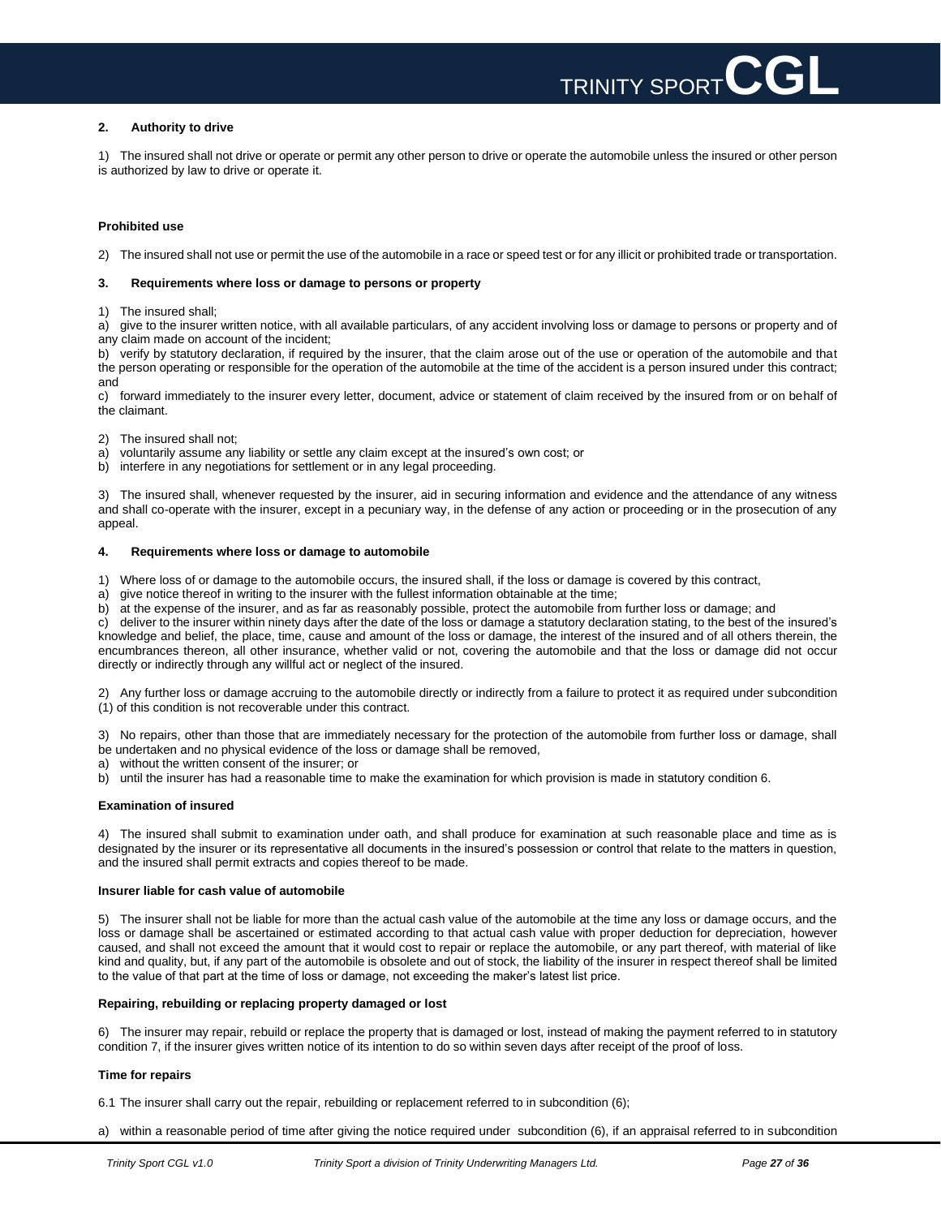**2. Authority to drive**

1) The insured shall not drive or operate or permit any other person to drive or operate the automobile unless the insured or other person is authorized by law to drive or operate it.

**Prohibited use**

2) The insured shall not use or permit the use of the automobile in a race or speed test or for any illicit or prohibited trade or transportation.

**3. Requirements where loss or damage to persons or property**

1) The insured shall;

a) give to the insurer written notice, with all available particulars, of any accident involving loss or damage to persons or property and of any claim made on account of the incident;

b) verify by statutory declaration, if required by the insurer, that the claim arose out of the use or operation of the automobile and that the person operating or responsible for the operation of the automobile at the time of the accident is a person insured under this contract; and

c) forward immediately to the insurer every letter, document, advice or statement of claim received by the insured from or on behalf of the claimant.

2) The insured shall not;

a) voluntarily assume any liability or settle any claim except at the insured's own cost; or

b) interfere in any negotiations for settlement or in any legal proceeding.

3) The insured shall, whenever requested by the insurer, aid in securing information and evidence and the attendance of any witness and shall co-operate with the insurer, except in a pecuniary way, in the defense of any action or proceeding or in the prosecution of any appeal.

**4. Requirements where loss or damage to automobile**

1) Where loss of or damage to the automobile occurs, the insured shall, if the loss or damage is covered by this contract,

a) give notice thereof in writing to the insurer with the fullest information obtainable at the time;

b) at the expense of the insurer, and as far as reasonably possible, protect the automobile from further loss or damage; and

c) deliver to the insurer within ninety days after the date of the loss or damage a statutory declaration stating, to the best of the insured's knowledge and belief, the place, time, cause and amount of the loss or damage, the interest of the insured and of all others therein, the encumbrances thereon, all other insurance, whether valid or not, covering the automobile and that the loss or damage did not occur directly or indirectly through any willful act or neglect of the insured.

2) Any further loss or damage accruing to the automobile directly or indirectly from a failure to protect it as required under subcondition (1) of this condition is not recoverable under this contract.

3) No repairs, other than those that are immediately necessary for the protection of the automobile from further loss or damage, shall be undertaken and no physical evidence of the loss or damage shall be removed,

a) without the written consent of the insurer; or

b) until the insurer has had a reasonable time to make the examination for which provision is made in statutory condition 6.

**Examination of insured**

4) The insured shall submit to examination under oath, and shall produce for examination at such reasonable place and time as is designated by the insurer or its representative all documents in the insured's possession or control that relate to the matters in question, and the insured shall permit extracts and copies thereof to be made.

**Insurer liable for cash value of automobile**

5) The insurer shall not be liable for more than the actual cash value of the automobile at the time any loss or damage occurs, and the loss or damage shall be ascertained or estimated according to that actual cash value with proper deduction for depreciation, however caused, and shall not exceed the amount that it would cost to repair or replace the automobile, or any part thereof, with material of like kind and quality, but, if any part of the automobile is obsolete and out of stock, the liability of the insurer in respect thereof shall be limited to the value of that part at the time of loss or damage, not exceeding the maker's latest list price.

**Repairing, rebuilding or replacing property damaged or lost**

6) The insurer may repair, rebuild or replace the property that is damaged or lost, instead of making the payment referred to in statutory condition 7, if the insurer gives written notice of its intention to do so within seven days after receipt of the proof of loss.

**Time for repairs**

6.1 The insurer shall carry out the repair, rebuilding or replacement referred to in subcondition (6);

a) within a reasonable period of time after giving the notice required under subcondition (6), if an appraisal referred to in subcondition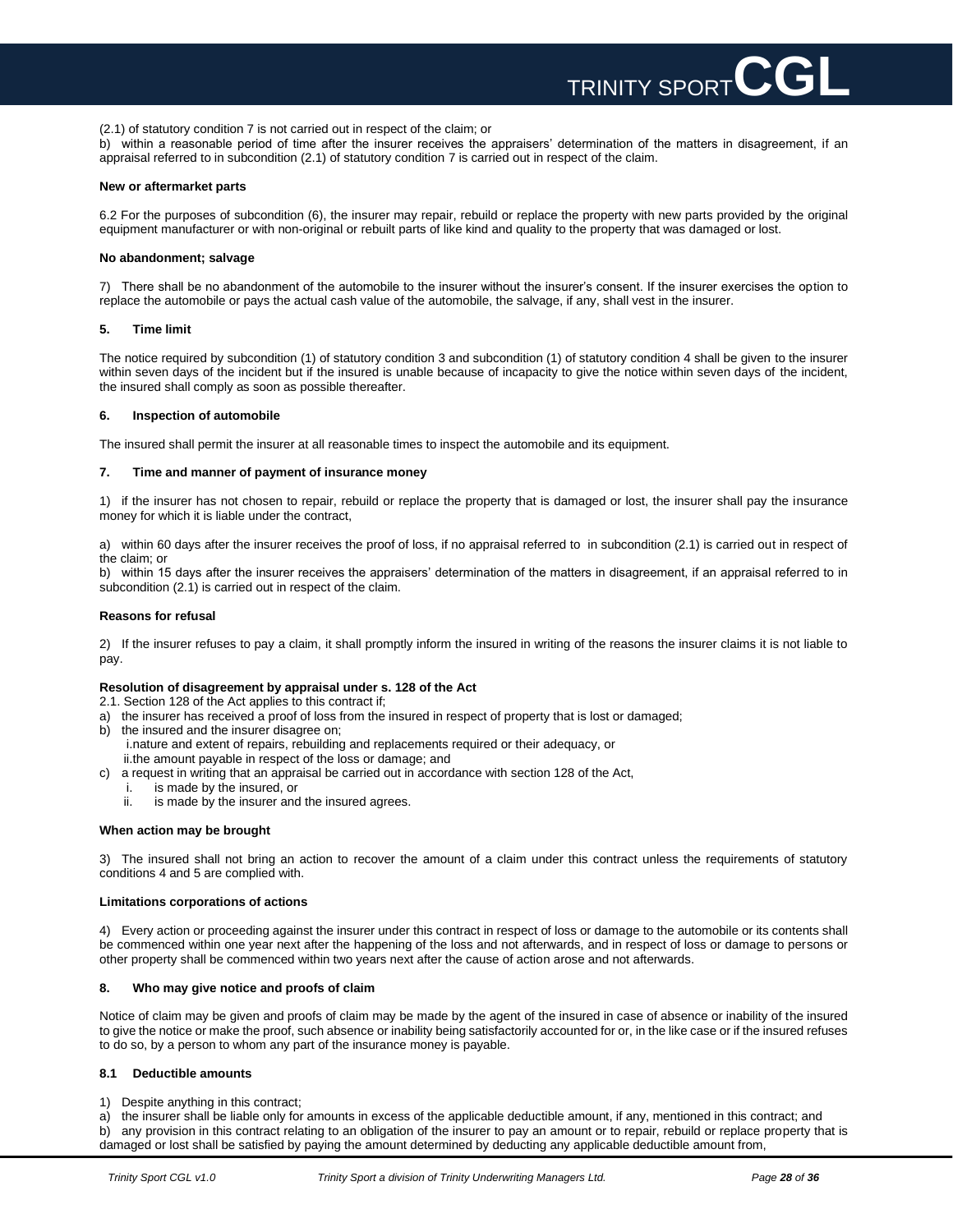(2.1) of statutory condition 7 is not carried out in respect of the claim; or

b) within a reasonable period of time after the insurer receives the appraisers' determination of the matters in disagreement, if an appraisal referred to in subcondition (2.1) of statutory condition 7 is carried out in respect of the claim.

**New or aftermarket parts**

6.2 For the purposes of subcondition (6), the insurer may repair, rebuild or replace the property with new parts provided by the original equipment manufacturer or with non-original or rebuilt parts of like kind and quality to the property that was damaged or lost.

**No abandonment; salvage**

7) There shall be no abandonment of the automobile to the insurer without the insurer's consent. If the insurer exercises the option to replace the automobile or pays the actual cash value of the automobile, the salvage, if any, shall vest in the insurer.

**5. Time limit**

The notice required by subcondition (1) of statutory condition 3 and subcondition (1) of statutory condition 4 shall be given to the insurer within seven days of the incident but if the insured is unable because of incapacity to give the notice within seven days of the incident, the insured shall comply as soon as possible thereafter.

**6. Inspection of automobile**

The insured shall permit the insurer at all reasonable times to inspect the automobile and its equipment.

**7. Time and manner of payment of insurance money**

1) if the insurer has not chosen to repair, rebuild or replace the property that is damaged or lost, the insurer shall pay the insurance money for which it is liable under the contract,

a) within 60 days after the insurer receives the proof of loss, if no appraisal referred to in subcondition (2.1) is carried out in respect of the claim; or

b) within 15 days after the insurer receives the appraisers' determination of the matters in disagreement, if an appraisal referred to in subcondition (2.1) is carried out in respect of the claim.

**Reasons for refusal**

2) If the insurer refuses to pay a claim, it shall promptly inform the insured in writing of the reasons the insurer claims it is not liable to pay.

**Resolution of disagreement by appraisal under s. 128 of the Act**

2.1. Section 128 of the Act applies to this contract if;

a) the insurer has received a proof of loss from the insured in respect of property that is lost or damaged;

b) the insured and the insurer disagree on;

   i. nature and extent of repairs, rebuilding and replacements required or their adequacy, or

   ii. the amount payable in respect of the loss or damage; and

c) a request in writing that an appraisal be carried out in accordance with section 128 of the Act,

   i. is made by the insured, or

   ii. is made by the insurer and the insured agrees.

**When action may be brought**

3) The insured shall not bring an action to recover the amount of a claim under this contract unless the requirements of statutory conditions 4 and 5 are complied with.

**Limitations corporations of actions**

4) Every action or proceeding against the insurer under this contract in respect of loss or damage to the automobile or its contents shall be commenced within one year next after the happening of the loss and not afterwards, and in respect of loss or damage to persons or other property shall be commenced within two years next after the cause of action arose and not afterwards.

**8. Who may give notice and proofs of claim**

Notice of claim may be given and proofs of claim may be made by the agent of the insured in case of absence or inability of the insured to give the notice or make the proof, such absence or inability being satisfactorily accounted for or, in the like case or if the insured refuses to do so, by a person to whom any part of the insurance money is payable.

**8.1 Deductible amounts**

1) Despite anything in this contract;

a) the insurer shall be liable only for amounts in excess of the applicable deductible amount, if any, mentioned in this contract; and

b) any provision in this contract relating to an obligation of the insurer to pay an amount or to repair, rebuild or replace property that is damaged or lost shall be satisfied by paying the amount determined by deducting any applicable deductible amount from,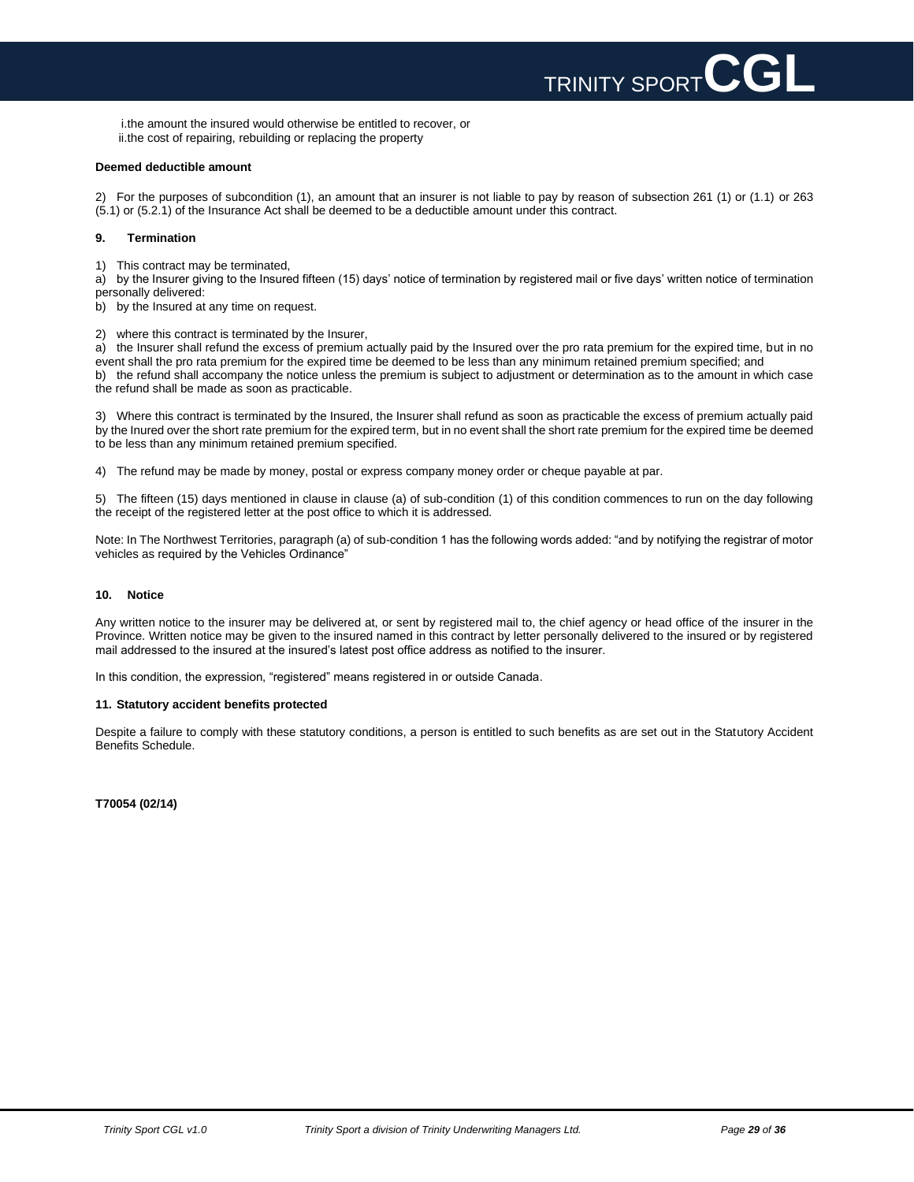i.the amount the insured would otherwise be entitled to recover, or
ii.the cost of repairing, rebuilding or replacing the property

**Deemed deductible amount**

2) For the purposes of subcondition (1), an amount that an insurer is not liable to pay by reason of subsection 261 (1) or (1.1) or 263 (5.1) or (5.2.1) of the Insurance Act shall be deemed to be a deductible amount under this contract.

## 9. Termination

1) This contract may be terminated,
a) by the Insurer giving to the Insured fifteen (15) days' notice of termination by registered mail or five days' written notice of termination personally delivered:
b) by the Insured at any time on request.

2) where this contract is terminated by the Insurer,
a) the Insurer shall refund the excess of premium actually paid by the Insured over the pro rata premium for the expired time, but in no event shall the pro rata premium for the expired time be deemed to be less than any minimum retained premium specified; and
b) the refund shall accompany the notice unless the premium is subject to adjustment or determination as to the amount in which case the refund shall be made as soon as practicable.

3) Where this contract is terminated by the Insured, the Insurer shall refund as soon as practicable the excess of premium actually paid by the Inured over the short rate premium for the expired term, but in no event shall the short rate premium for the expired time be deemed to be less than any minimum retained premium specified.

4) The refund may be made by money, postal or express company money order or cheque payable at par.

5) The fifteen (15) days mentioned in clause in clause (a) of sub-condition (1) of this condition commences to run on the day following the receipt of the registered letter at the post office to which it is addressed.

Note: In The Northwest Territories, paragraph (a) of sub-condition 1 has the following words added: "and by notifying the registrar of motor vehicles as required by the Vehicles Ordinance"

## 10. Notice

Any written notice to the insurer may be delivered at, or sent by registered mail to, the chief agency or head office of the insurer in the Province. Written notice may be given to the insured named in this contract by letter personally delivered to the insured or by registered mail addressed to the insured at the insured's latest post office address as notified to the insurer.

In this condition, the expression, "registered" means registered in or outside Canada.

## 11. Statutory accident benefits protected

Despite a failure to comply with these statutory conditions, a person is entitled to such benefits as are set out in the Statutory Accident Benefits Schedule.

**T70054 (02/14)**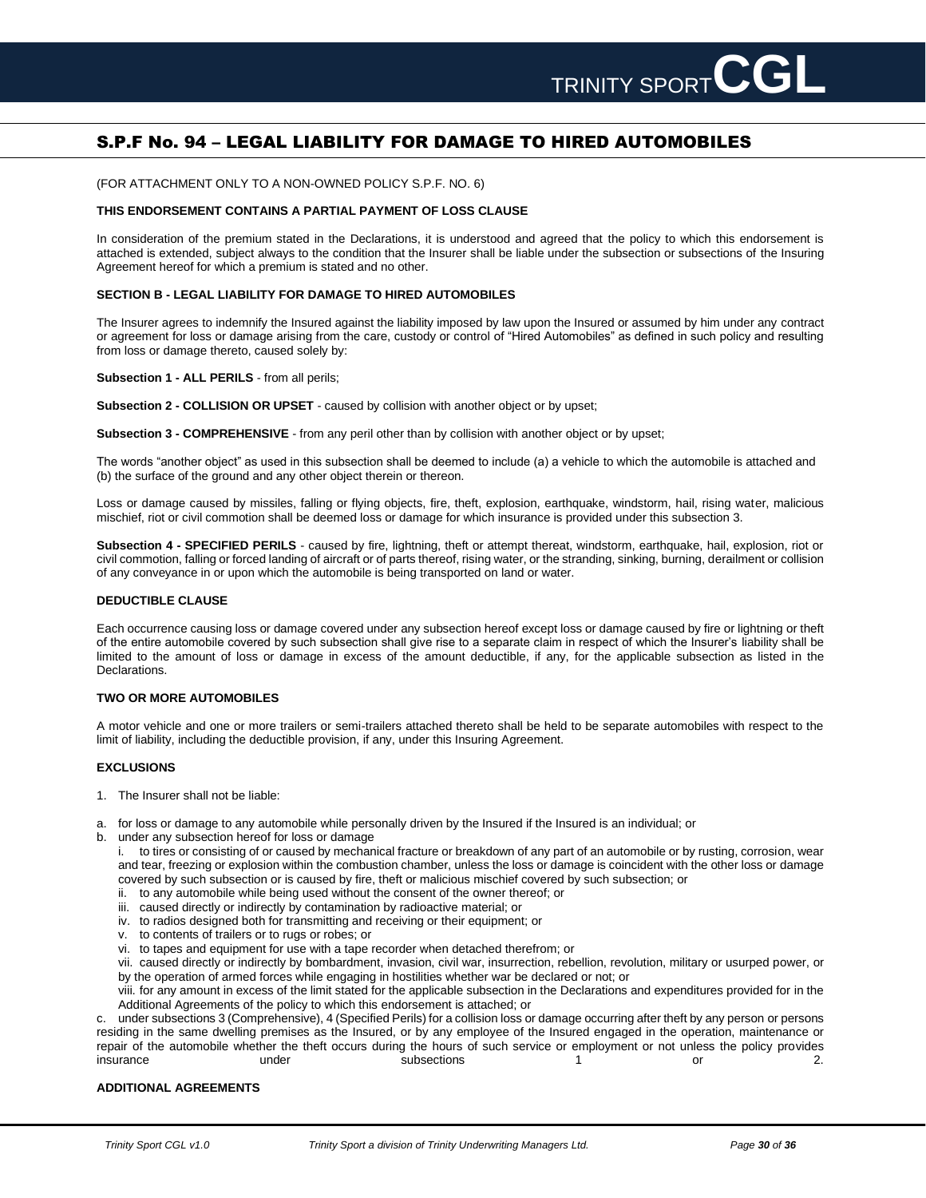## S.P.F No. 94 – LEGAL LIABILITY FOR DAMAGE TO HIRED AUTOMOBILES

(FOR ATTACHMENT ONLY TO A NON-OWNED POLICY S.P.F. NO. 6)

**THIS ENDORSEMENT CONTAINS A PARTIAL PAYMENT OF LOSS CLAUSE**

In consideration of the premium stated in the Declarations, it is understood and agreed that the policy to which this endorsement is attached is extended, subject always to the condition that the Insurer shall be liable under the subsection or subsections of the Insuring Agreement hereof for which a premium is stated and no other.

**SECTION B - LEGAL LIABILITY FOR DAMAGE TO HIRED AUTOMOBILES**

The Insurer agrees to indemnify the Insured against the liability imposed by law upon the Insured or assumed by him under any contract or agreement for loss or damage arising from the care, custody or control of "Hired Automobiles" as defined in such policy and resulting from loss or damage thereto, caused solely by:

**Subsection 1 - ALL PERILS** - from all perils;

**Subsection 2 - COLLISION OR UPSET** - caused by collision with another object or by upset;

**Subsection 3 - COMPREHENSIVE** - from any peril other than by collision with another object or by upset;

The words "another object" as used in this subsection shall be deemed to include (a) a vehicle to which the automobile is attached and (b) the surface of the ground and any other object therein or thereon.

Loss or damage caused by missiles, falling or flying objects, fire, theft, explosion, earthquake, windstorm, hail, rising water, malicious mischief, riot or civil commotion shall be deemed loss or damage for which insurance is provided under this subsection 3.

**Subsection 4 - SPECIFIED PERILS** - caused by fire, lightning, theft or attempt thereat, windstorm, earthquake, hail, explosion, riot or civil commotion, falling or forced landing of aircraft or of parts thereof, rising water, or the stranding, sinking, burning, derailment or collision of any conveyance in or upon which the automobile is being transported on land or water.

**DEDUCTIBLE CLAUSE**

Each occurrence causing loss or damage covered under any subsection hereof except loss or damage caused by fire or lightning or theft of the entire automobile covered by such subsection shall give rise to a separate claim in respect of which the Insurer's liability shall be limited to the amount of loss or damage in excess of the amount deductible, if any, for the applicable subsection as listed in the Declarations.

**TWO OR MORE AUTOMOBILES**

A motor vehicle and one or more trailers or semi-trailers attached thereto shall be held to be separate automobiles with respect to the limit of liability, including the deductible provision, if any, under this Insuring Agreement.

**EXCLUSIONS**

1. The Insurer shall not be liable:

a. for loss or damage to any automobile while personally driven by the Insured if the Insured is an individual; or

b. under any subsection hereof for loss or damage
   i. to tires or consisting of or caused by mechanical fracture or breakdown of any part of an automobile or by rusting, corrosion, wear and tear, freezing or explosion within the combustion chamber, unless the loss or damage is coincident with the other loss or damage covered by such subsection or is caused by fire, theft or malicious mischief covered by such subsection; or
   ii. to any automobile while being used without the consent of the owner thereof; or
   iii. caused directly or indirectly by contamination by radioactive material; or
   iv. to radios designed both for transmitting and receiving or their equipment; or
   v. to contents of trailers or to rugs or robes; or
   vi. to tapes and equipment for use with a tape recorder when detached therefrom; or
   vii. caused directly or indirectly by bombardment, invasion, civil war, insurrection, rebellion, revolution, military or usurped power, or by the operation of armed forces while engaging in hostilities whether war be declared or not; or
   viii. for any amount in excess of the limit stated for the applicable subsection in the Declarations and expenditures provided for in the Additional Agreements of the policy to which this endorsement is attached; or

c. under subsections 3 (Comprehensive), 4 (Specified Perils) for a collision loss or damage occurring after theft by any person or persons residing in the same dwelling premises as the Insured, or by any employee of the Insured engaged in the operation, maintenance or repair of the automobile whether the theft occurs during the hours of such service or employment or not unless the policy provides insurance under subsections 1 or 2.

**ADDITIONAL AGREEMENTS**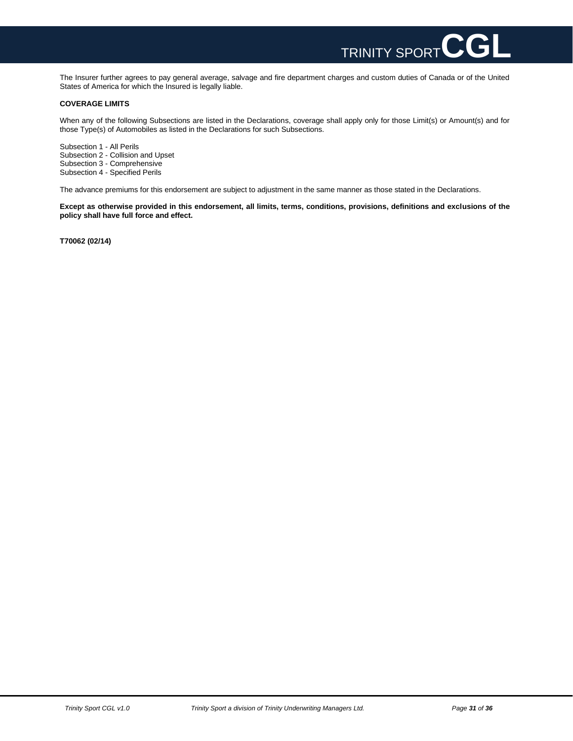The Insurer further agrees to pay general average, salvage and fire department charges and custom duties of Canada or of the United States of America for which the Insured is legally liable.

**COVERAGE LIMITS**

When any of the following Subsections are listed in the Declarations, coverage shall apply only for those Limit(s) or Amount(s) and for those Type(s) of Automobiles as listed in the Declarations for such Subsections.

Subsection 1 - All Perils
Subsection 2 - Collision and Upset
Subsection 3 - Comprehensive
Subsection 4 - Specified Perils

The advance premiums for this endorsement are subject to adjustment in the same manner as those stated in the Declarations.

**Except as otherwise provided in this endorsement, all limits, terms, conditions, provisions, definitions and exclusions of the policy shall have full force and effect.**

**T70062 (02/14)**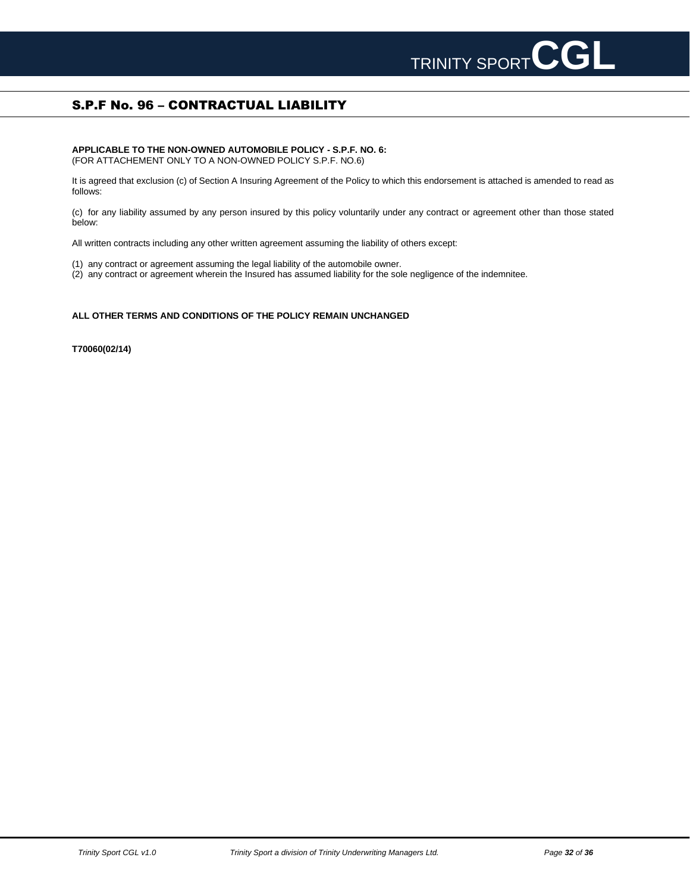## S.P.F No. 96 – CONTRACTUAL LIABILITY

**APPLICABLE TO THE NON-OWNED AUTOMOBILE POLICY - S.P.F. NO. 6:**
(FOR ATTACHEMENT ONLY TO A NON-OWNED POLICY S.P.F. NO.6)

It is agreed that exclusion (c) of Section A Insuring Agreement of the Policy to which this endorsement is attached is amended to read as follows:

(c) for any liability assumed by any person insured by this policy voluntarily under any contract or agreement other than those stated below:

All written contracts including any other written agreement assuming the liability of others except:

(1) any contract or agreement assuming the legal liability of the automobile owner.
(2) any contract or agreement wherein the Insured has assumed liability for the sole negligence of the indemnitee.

**ALL OTHER TERMS AND CONDITIONS OF THE POLICY REMAIN UNCHANGED**

**T70060(02/14)**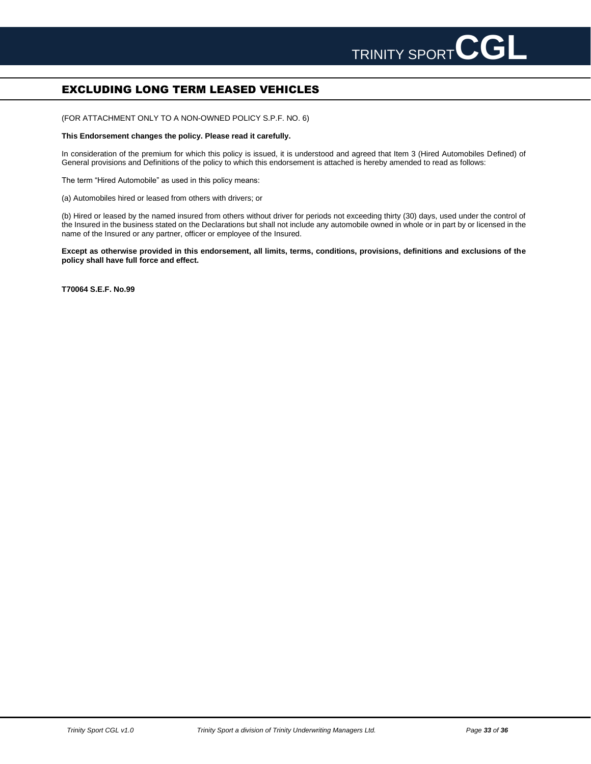## EXCLUDING LONG TERM LEASED VEHICLES

(FOR ATTACHMENT ONLY TO A NON-OWNED POLICY S.P.F. NO. 6)

**This Endorsement changes the policy. Please read it carefully.**

In consideration of the premium for which this policy is issued, it is understood and agreed that Item 3 (Hired Automobiles Defined) of General provisions and Definitions of the policy to which this endorsement is attached is hereby amended to read as follows:

The term "Hired Automobile" as used in this policy means:

(a) Automobiles hired or leased from others with drivers; or

(b) Hired or leased by the named insured from others without driver for periods not exceeding thirty (30) days, used under the control of the Insured in the business stated on the Declarations but shall not include any automobile owned in whole or in part by or licensed in the name of the Insured or any partner, officer or employee of the Insured.

**Except as otherwise provided in this endorsement, all limits, terms, conditions, provisions, definitions and exclusions of the policy shall have full force and effect.**

**T70064 S.E.F. No.99**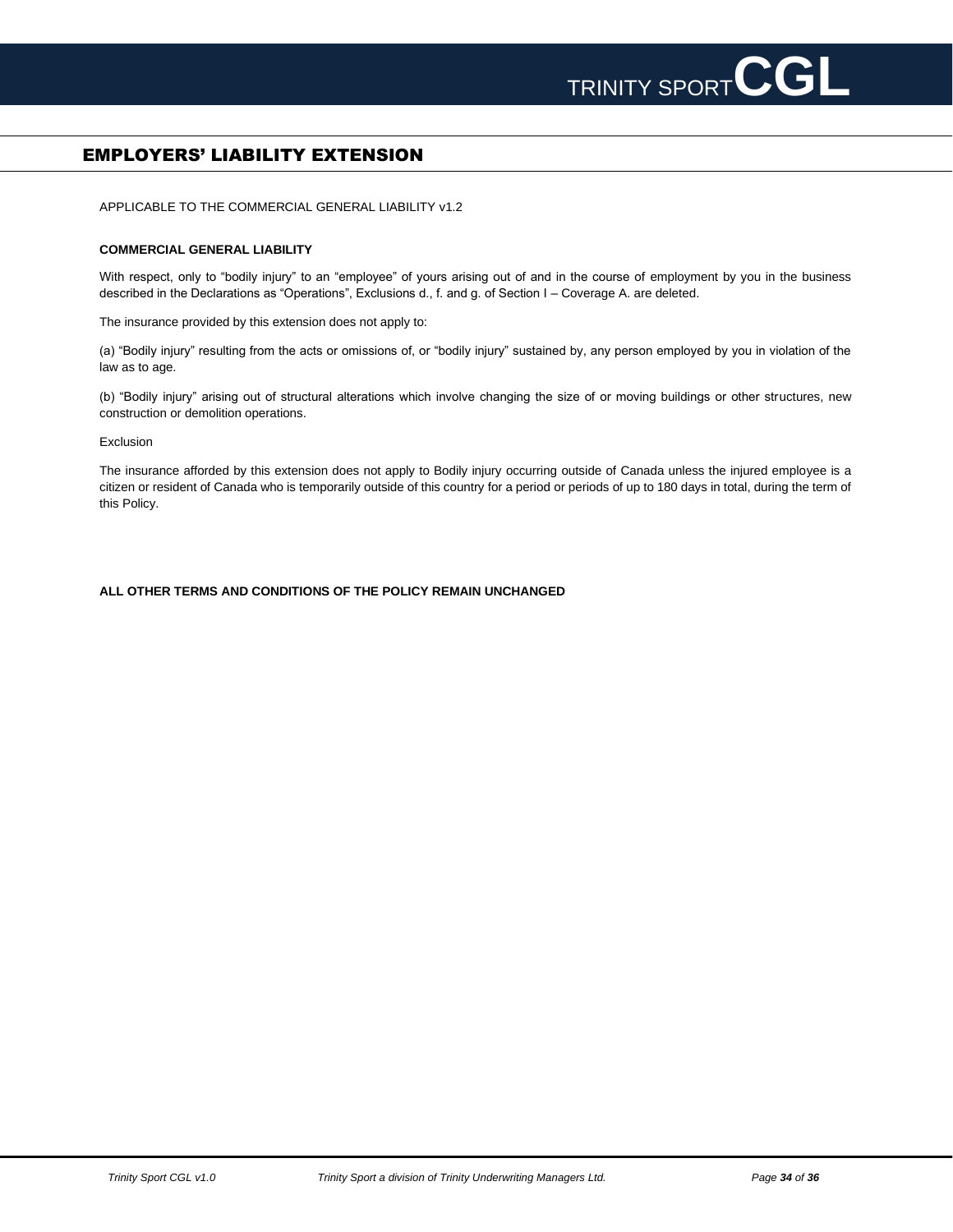## EMPLOYERS' LIABILITY EXTENSION

APPLICABLE TO THE COMMERCIAL GENERAL LIABILITY v1.2

**COMMERCIAL GENERAL LIABILITY**

With respect, only to "bodily injury" to an "employee" of yours arising out of and in the course of employment by you in the business described in the Declarations as "Operations", Exclusions d., f. and g. of Section I – Coverage A. are deleted.

The insurance provided by this extension does not apply to:

(a) "Bodily injury" resulting from the acts or omissions of, or "bodily injury" sustained by, any person employed by you in violation of the law as to age.

(b) "Bodily injury" arising out of structural alterations which involve changing the size of or moving buildings or other structures, new construction or demolition operations.

Exclusion

The insurance afforded by this extension does not apply to Bodily injury occurring outside of Canada unless the injured employee is a citizen or resident of Canada who is temporarily outside of this country for a period or periods of up to 180 days in total, during the term of this Policy.

**ALL OTHER TERMS AND CONDITIONS OF THE POLICY REMAIN UNCHANGED**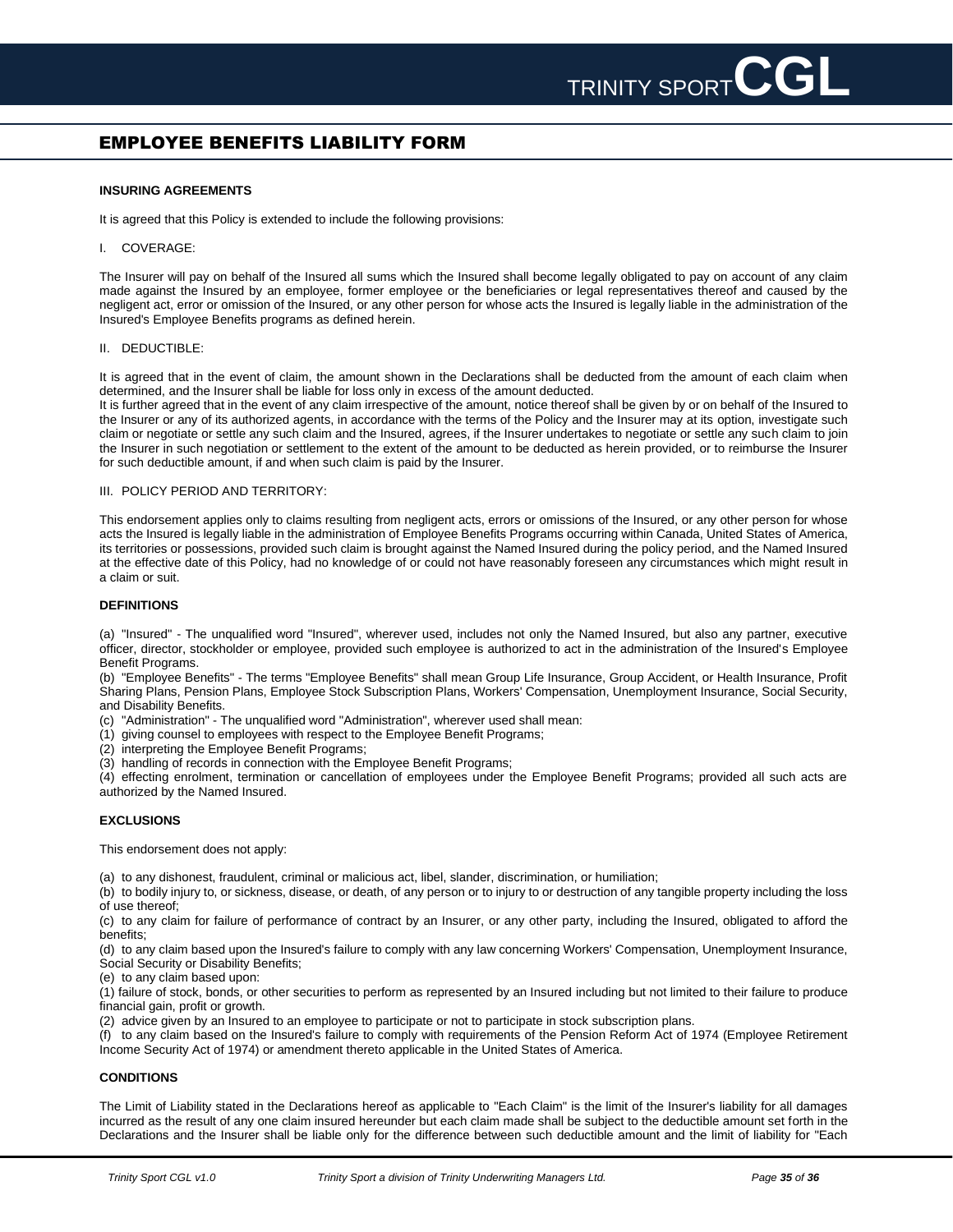## EMPLOYEE BENEFITS LIABILITY FORM

**INSURING AGREEMENTS**

It is agreed that this Policy is extended to include the following provisions:

I. COVERAGE:

The Insurer will pay on behalf of the Insured all sums which the Insured shall become legally obligated to pay on account of any claim made against the Insured by an employee, former employee or the beneficiaries or legal representatives thereof and caused by the negligent act, error or omission of the Insured, or any other person for whose acts the Insured is legally liable in the administration of the Insured's Employee Benefits programs as defined herein.

II. DEDUCTIBLE:

It is agreed that in the event of claim, the amount shown in the Declarations shall be deducted from the amount of each claim when determined, and the Insurer shall be liable for loss only in excess of the amount deducted.
It is further agreed that in the event of any claim irrespective of the amount, notice thereof shall be given by or on behalf of the Insured to the Insurer or any of its authorized agents, in accordance with the terms of the Policy and the Insurer may at its option, investigate such claim or negotiate or settle any such claim and the Insured, agrees, if the Insurer undertakes to negotiate or settle any such claim to join the Insurer in such negotiation or settlement to the extent of the amount to be deducted as herein provided, or to reimburse the Insurer for such deductible amount, if and when such claim is paid by the Insurer.

III. POLICY PERIOD AND TERRITORY:

This endorsement applies only to claims resulting from negligent acts, errors or omissions of the Insured, or any other person for whose acts the Insured is legally liable in the administration of Employee Benefits Programs occurring within Canada, United States of America, its territories or possessions, provided such claim is brought against the Named Insured during the policy period, and the Named Insured at the effective date of this Policy, had no knowledge of or could not have reasonably foreseen any circumstances which might result in a claim or suit.

**DEFINITIONS**

(a) "Insured" - The unqualified word "Insured", wherever used, includes not only the Named Insured, but also any partner, executive officer, director, stockholder or employee, provided such employee is authorized to act in the administration of the Insured's Employee Benefit Programs.
(b) "Employee Benefits" - The terms "Employee Benefits" shall mean Group Life Insurance, Group Accident, or Health Insurance, Profit Sharing Plans, Pension Plans, Employee Stock Subscription Plans, Workers' Compensation, Unemployment Insurance, Social Security, and Disability Benefits.
(c) "Administration" - The unqualified word "Administration", wherever used shall mean:
(1) giving counsel to employees with respect to the Employee Benefit Programs;
(2) interpreting the Employee Benefit Programs;
(3) handling of records in connection with the Employee Benefit Programs;
(4) effecting enrolment, termination or cancellation of employees under the Employee Benefit Programs; provided all such acts are authorized by the Named Insured.

**EXCLUSIONS**

This endorsement does not apply:

(a) to any dishonest, fraudulent, criminal or malicious act, libel, slander, discrimination, or humiliation;
(b) to bodily injury to, or sickness, disease, or death, of any person or to injury to or destruction of any tangible property including the loss of use thereof;
(c) to any claim for failure of performance of contract by an Insurer, or any other party, including the Insured, obligated to afford the benefits;
(d) to any claim based upon the Insured's failure to comply with any law concerning Workers' Compensation, Unemployment Insurance, Social Security or Disability Benefits;
(e) to any claim based upon:
(1) failure of stock, bonds, or other securities to perform as represented by an Insured including but not limited to their failure to produce financial gain, profit or growth.
(2) advice given by an Insured to an employee to participate or not to participate in stock subscription plans.
(f) to any claim based on the Insured's failure to comply with requirements of the Pension Reform Act of 1974 (Employee Retirement Income Security Act of 1974) or amendment thereto applicable in the United States of America.

**CONDITIONS**

The Limit of Liability stated in the Declarations hereof as applicable to "Each Claim" is the limit of the Insurer's liability for all damages incurred as the result of any one claim insured hereunder but each claim made shall be subject to the deductible amount set forth in the Declarations and the Insurer shall be liable only for the difference between such deductible amount and the limit of liability for "Each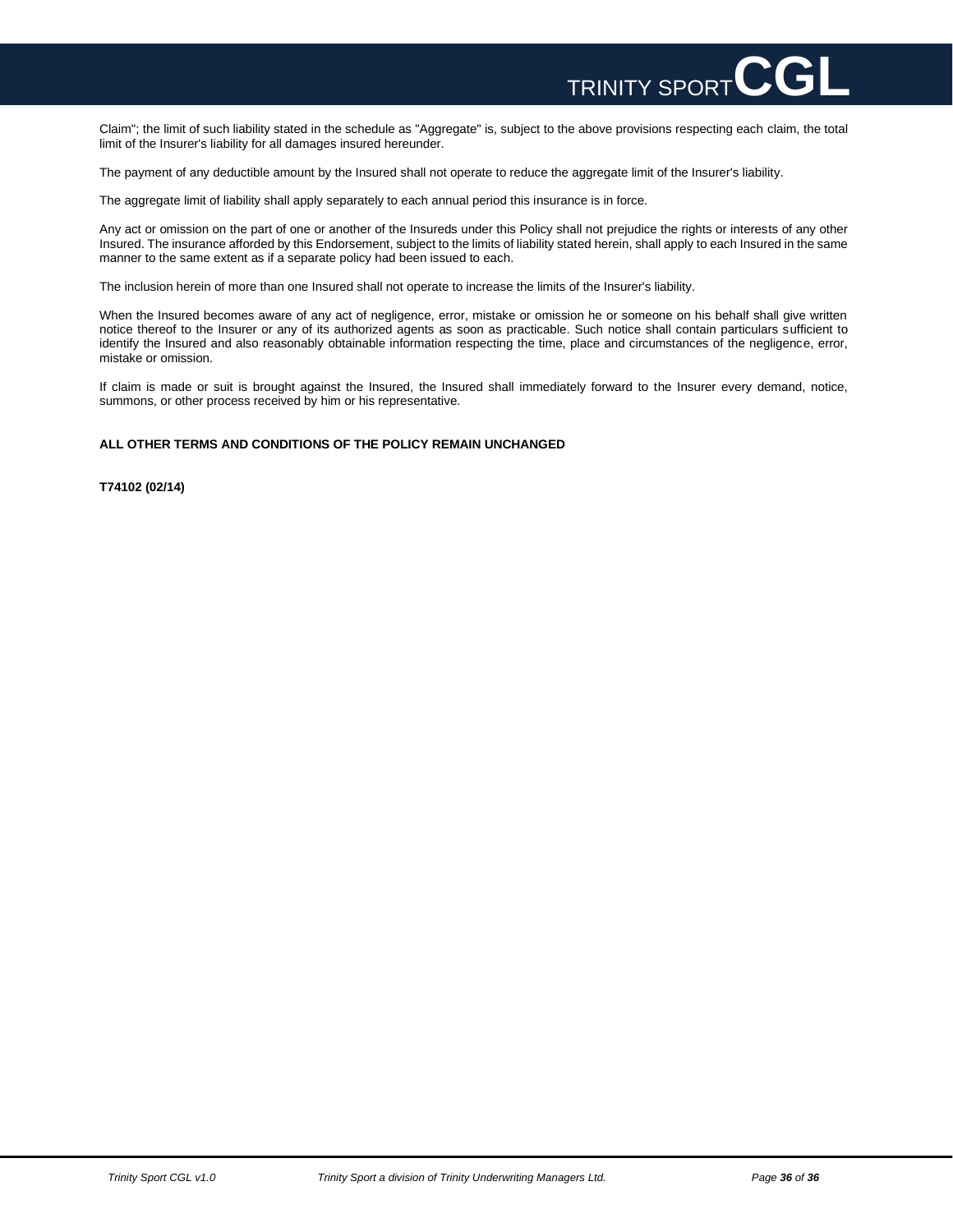Claim"; the limit of such liability stated in the schedule as "Aggregate" is, subject to the above provisions respecting each claim, the total limit of the Insurer's liability for all damages insured hereunder.

The payment of any deductible amount by the Insured shall not operate to reduce the aggregate limit of the Insurer's liability.

The aggregate limit of liability shall apply separately to each annual period this insurance is in force.

Any act or omission on the part of one or another of the Insureds under this Policy shall not prejudice the rights or interests of any other Insured. The insurance afforded by this Endorsement, subject to the limits of liability stated herein, shall apply to each Insured in the same manner to the same extent as if a separate policy had been issued to each.

The inclusion herein of more than one Insured shall not operate to increase the limits of the Insurer's liability.

When the Insured becomes aware of any act of negligence, error, mistake or omission he or someone on his behalf shall give written notice thereof to the Insurer or any of its authorized agents as soon as practicable. Such notice shall contain particulars sufficient to identify the Insured and also reasonably obtainable information respecting the time, place and circumstances of the negligence, error, mistake or omission.

If claim is made or suit is brought against the Insured, the Insured shall immediately forward to the Insurer every demand, notice, summons, or other process received by him or his representative.

**ALL OTHER TERMS AND CONDITIONS OF THE POLICY REMAIN UNCHANGED**

**T74102 (02/14)**